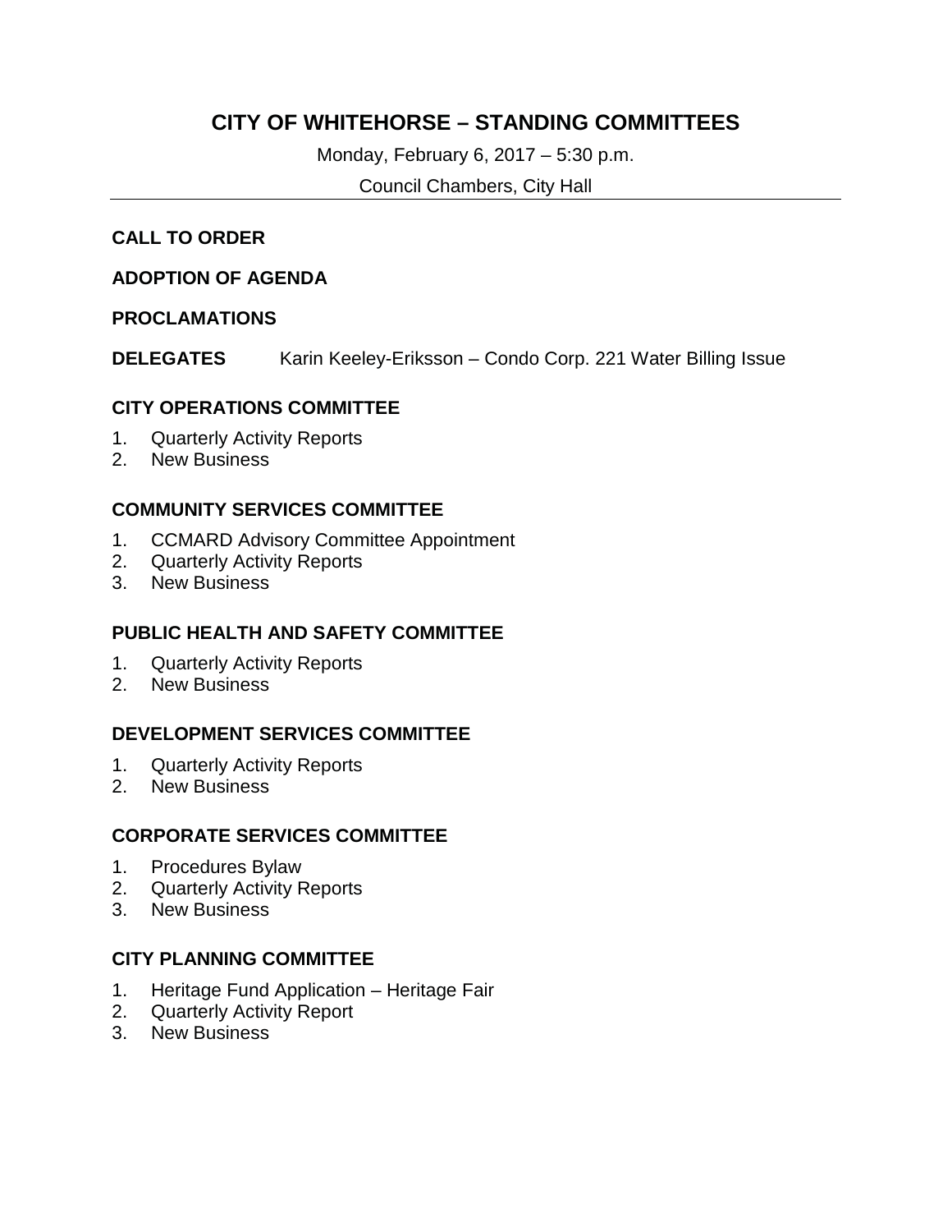# CITY OF WHITEHORSE – STANDING COMMITTEES

Monday, February 6, 2017 – 5:30 p.m.

Council Chambers, City Hall

---

**CALL TO ORDER**

**ADOPTION OF AGENDA**

**PROCLAMATIONS**

**DELEGATES** Karin Keeley-Eriksson – Condo Corp. 221 Water Billing Issue

**CITY OPERATIONS COMMITTEE**

1. Quarterly Activity Reports
2. New Business

**COMMUNITY SERVICES COMMITTEE**

1. CCMARD Advisory Committee Appointment
2. Quarterly Activity Reports
3. New Business

**PUBLIC HEALTH AND SAFETY COMMITTEE**

1. Quarterly Activity Reports
2. New Business

**DEVELOPMENT SERVICES COMMITTEE**

1. Quarterly Activity Reports
2. New Business

**CORPORATE SERVICES COMMITTEE**

1. Procedures Bylaw
2. Quarterly Activity Reports
3. New Business

**CITY PLANNING COMMITTEE**

1. Heritage Fund Application – Heritage Fair
2. Quarterly Activity Report
3. New Business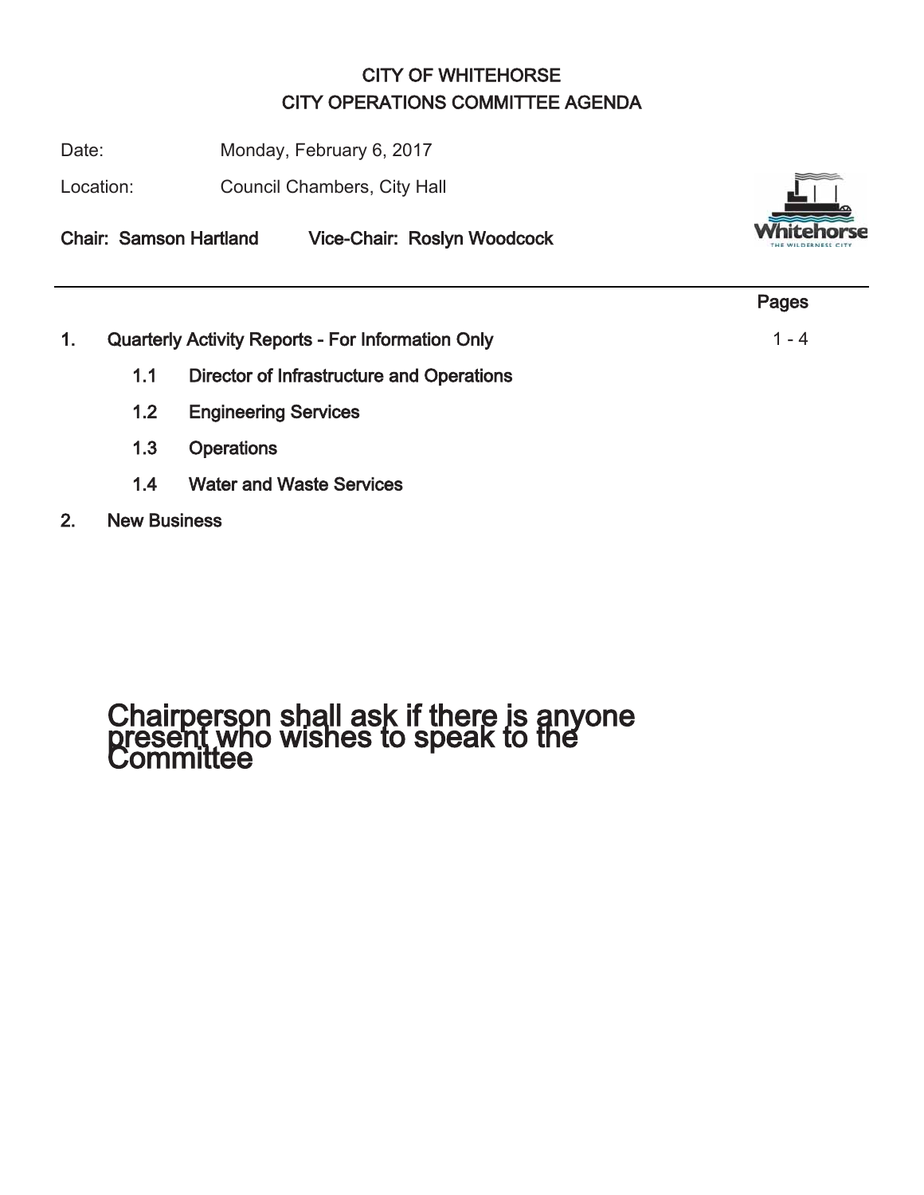# CITY OF WHITEHORSE
## CITY OPERATIONS COMMITTEE AGENDA

Date: Monday, February 6, 2017

Location: Council Chambers, City Hall

**Chair: Samson Hartland** **Vice-Chair: Roslyn Woodcock**

---

| | | | Pages |
|---|---|---|---|
| **1.** | **Quarterly Activity Reports - For Information Only** | | 1 - 4 |
| | **1.1** | **Director of Infrastructure and Operations** | |
| | **1.2** | **Engineering Services** | |
| | **1.3** | **Operations** | |
| | **1.4** | **Water and Waste Services** | |
| **2.** | **New Business** | | |

Chairperson shall ask if there is anyone present who wishes to speak to the Committee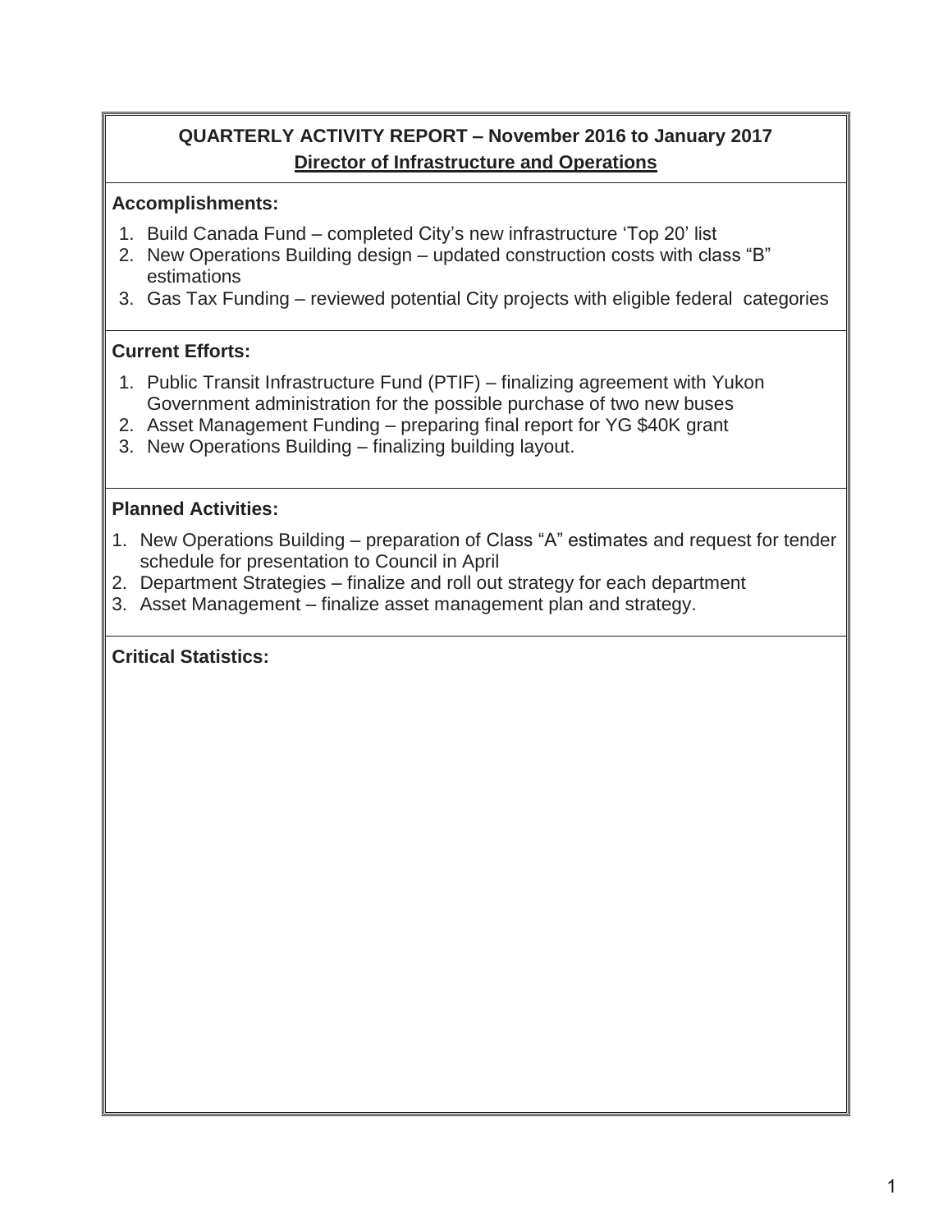## QUARTERLY ACTIVITY REPORT – November 2016 to January 2017

### Director of Infrastructure and Operations

**Accomplishments:**

1. Build Canada Fund – completed City's new infrastructure 'Top 20' list
2. New Operations Building design – updated construction costs with class "B" estimations
3. Gas Tax Funding – reviewed potential City projects with eligible federal categories

**Current Efforts:**

1. Public Transit Infrastructure Fund (PTIF) – finalizing agreement with Yukon Government administration for the possible purchase of two new buses
2. Asset Management Funding – preparing final report for YG $40K grant
3. New Operations Building – finalizing building layout.

**Planned Activities:**

1. New Operations Building – preparation of Class "A" estimates and request for tender schedule for presentation to Council in April
2. Department Strategies – finalize and roll out strategy for each department
3. Asset Management – finalize asset management plan and strategy.

**Critical Statistics:**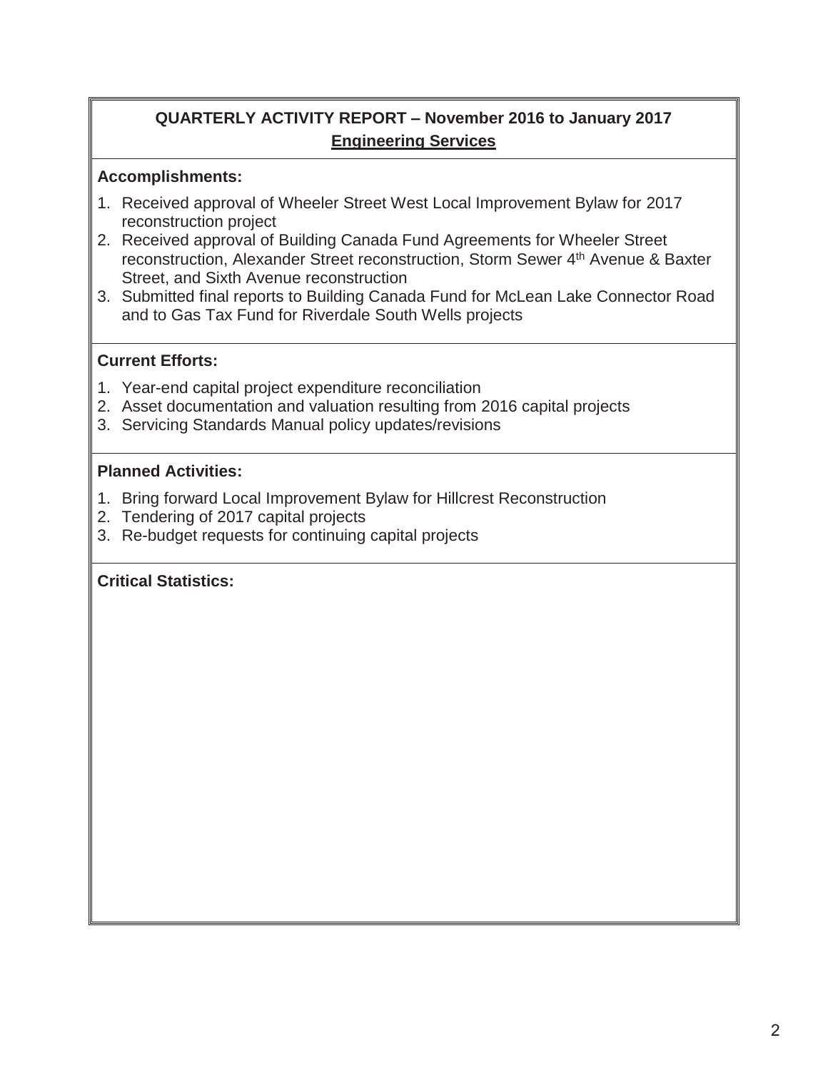## QUARTERLY ACTIVITY REPORT – November 2016 to January 2017

**Engineering Services**

### Accomplishments:

1. Received approval of Wheeler Street West Local Improvement Bylaw for 2017 reconstruction project
2. Received approval of Building Canada Fund Agreements for Wheeler Street reconstruction, Alexander Street reconstruction, Storm Sewer 4th Avenue & Baxter Street, and Sixth Avenue reconstruction
3. Submitted final reports to Building Canada Fund for McLean Lake Connector Road and to Gas Tax Fund for Riverdale South Wells projects

### Current Efforts:

1. Year-end capital project expenditure reconciliation
2. Asset documentation and valuation resulting from 2016 capital projects
3. Servicing Standards Manual policy updates/revisions

### Planned Activities:

1. Bring forward Local Improvement Bylaw for Hillcrest Reconstruction
2. Tendering of 2017 capital projects
3. Re-budget requests for continuing capital projects

### Critical Statistics: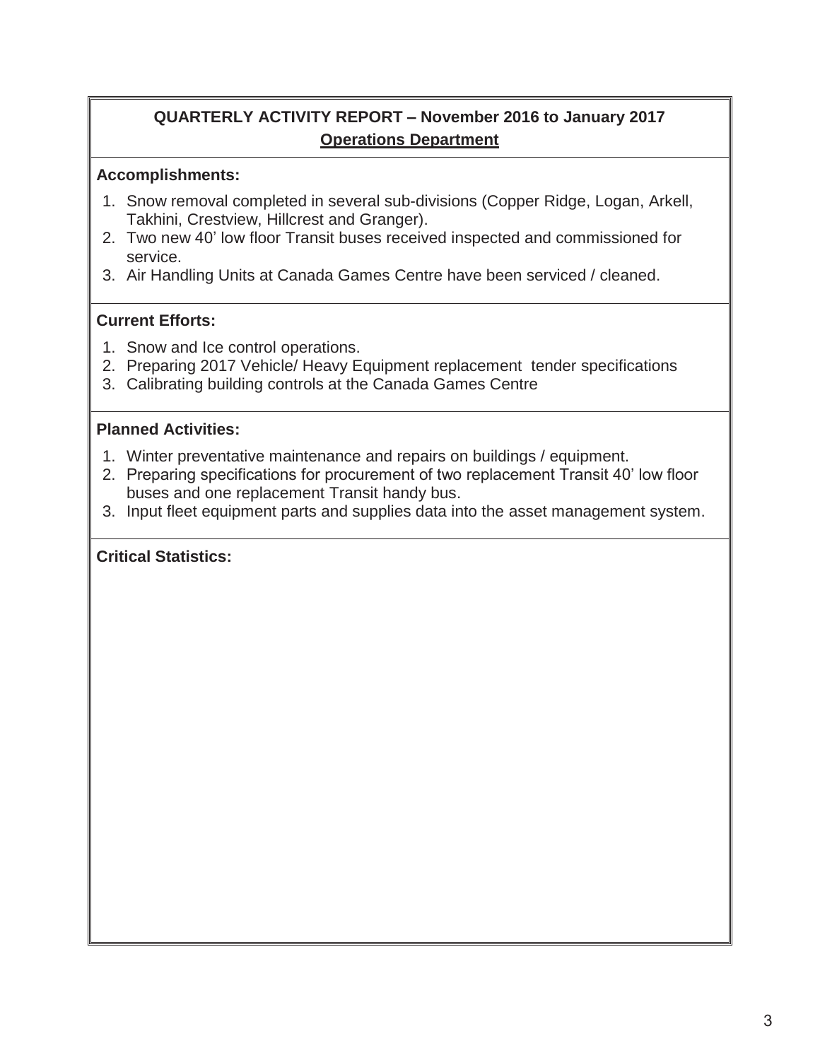## QUARTERLY ACTIVITY REPORT – November 2016 to January 2017

**Operations Department**

### Accomplishments:

1. Snow removal completed in several sub-divisions (Copper Ridge, Logan, Arkell, Takhini, Crestview, Hillcrest and Granger).
2. Two new 40' low floor Transit buses received inspected and commissioned for service.
3. Air Handling Units at Canada Games Centre have been serviced / cleaned.

### Current Efforts:

1. Snow and Ice control operations.
2. Preparing 2017 Vehicle/ Heavy Equipment replacement tender specifications
3. Calibrating building controls at the Canada Games Centre

### Planned Activities:

1. Winter preventative maintenance and repairs on buildings / equipment.
2. Preparing specifications for procurement of two replacement Transit 40' low floor buses and one replacement Transit handy bus.
3. Input fleet equipment parts and supplies data into the asset management system.

### Critical Statistics: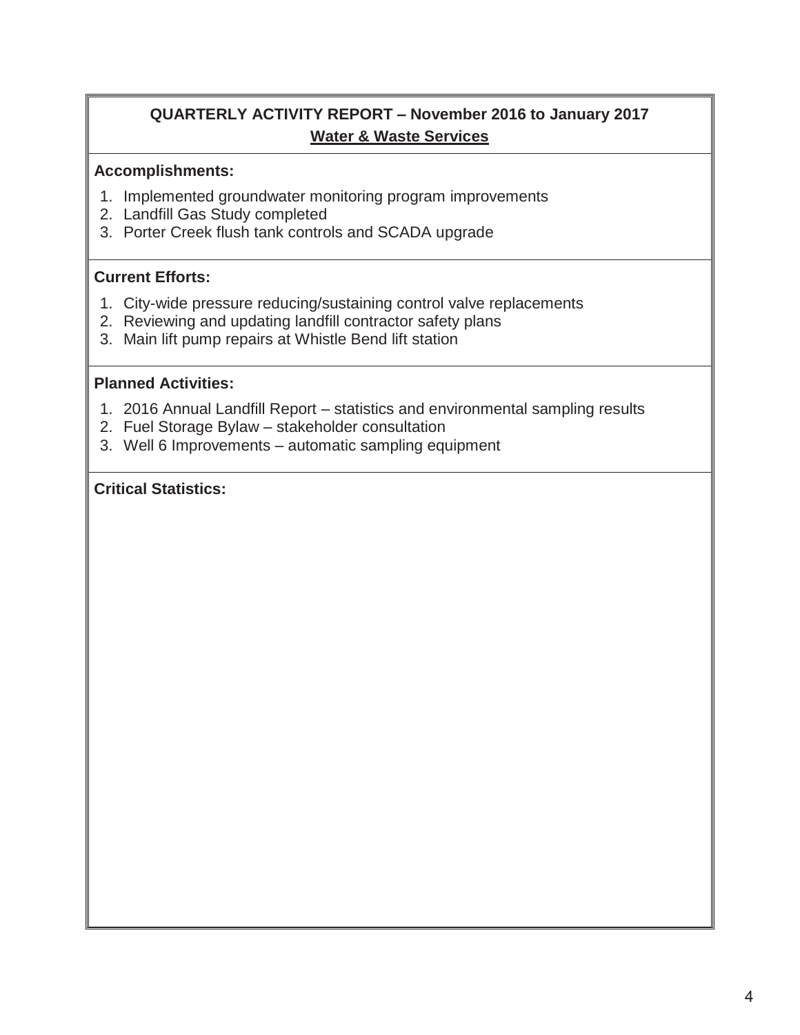## QUARTERLY ACTIVITY REPORT – November 2016 to January 2017

### Water & Waste Services

**Accomplishments:**

1. Implemented groundwater monitoring program improvements
2. Landfill Gas Study completed
3. Porter Creek flush tank controls and SCADA upgrade

**Current Efforts:**

1. City-wide pressure reducing/sustaining control valve replacements
2. Reviewing and updating landfill contractor safety plans
3. Main lift pump repairs at Whistle Bend lift station

**Planned Activities:**

1. 2016 Annual Landfill Report – statistics and environmental sampling results
2. Fuel Storage Bylaw – stakeholder consultation
3. Well 6 Improvements – automatic sampling equipment

**Critical Statistics:**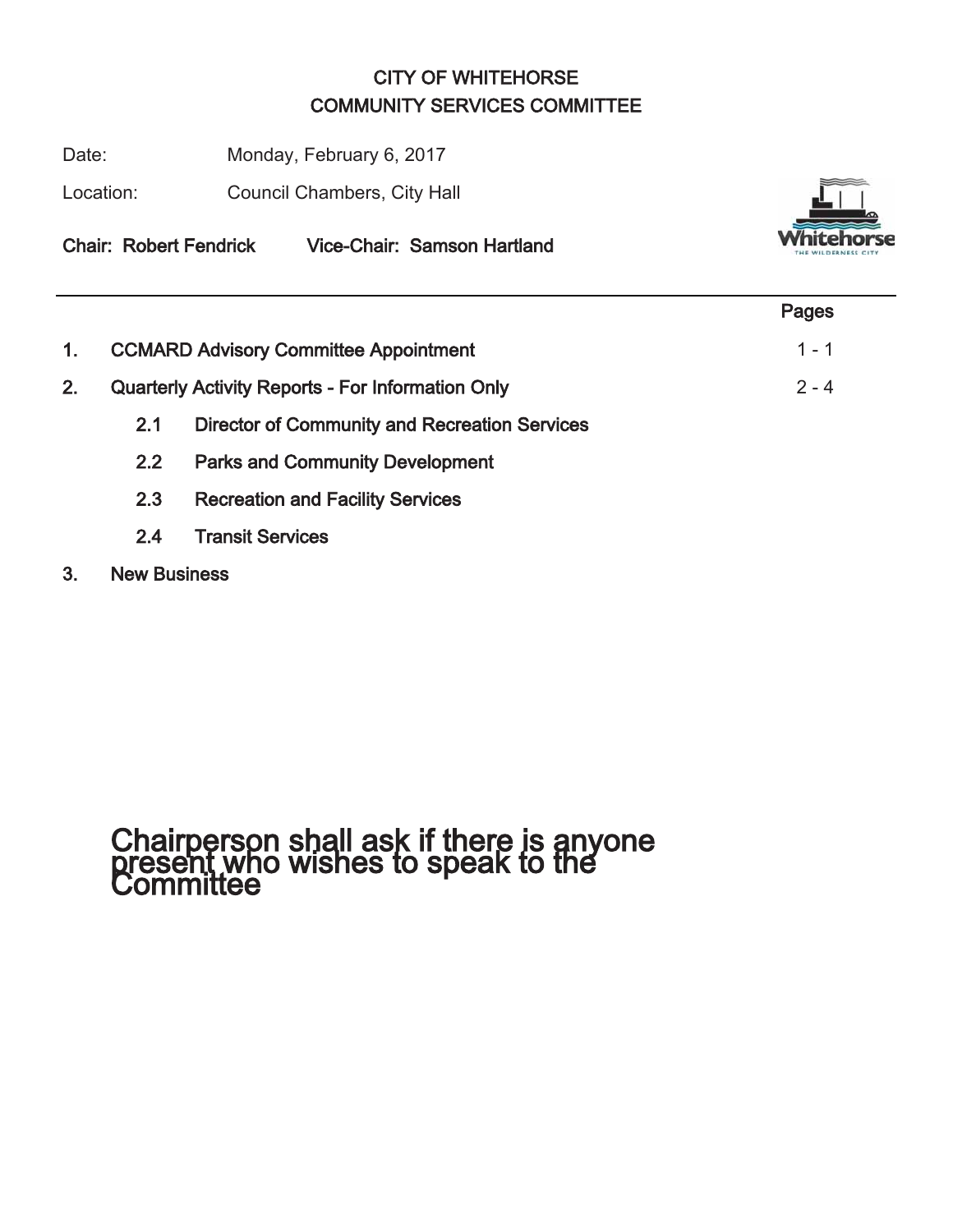# CITY OF WHITEHORSE
## COMMUNITY SERVICES COMMITTEE

Date: Monday, February 6, 2017

Location: Council Chambers, City Hall

**Chair: Robert Fendrick** **Vice-Chair: Samson Hartland**

| | | Pages |
|---|---|---|
| **1.** | **CCMARD Advisory Committee Appointment** | 1 - 1 |
| **2.** | **Quarterly Activity Reports - For Information Only** | 2 - 4 |
| | **2.1 Director of Community and Recreation Services** | |
| | **2.2 Parks and Community Development** | |
| | **2.3 Recreation and Facility Services** | |
| | **2.4 Transit Services** | |
| **3.** | **New Business** | |

Chairperson shall ask if there is anyone present who wishes to speak to the Committee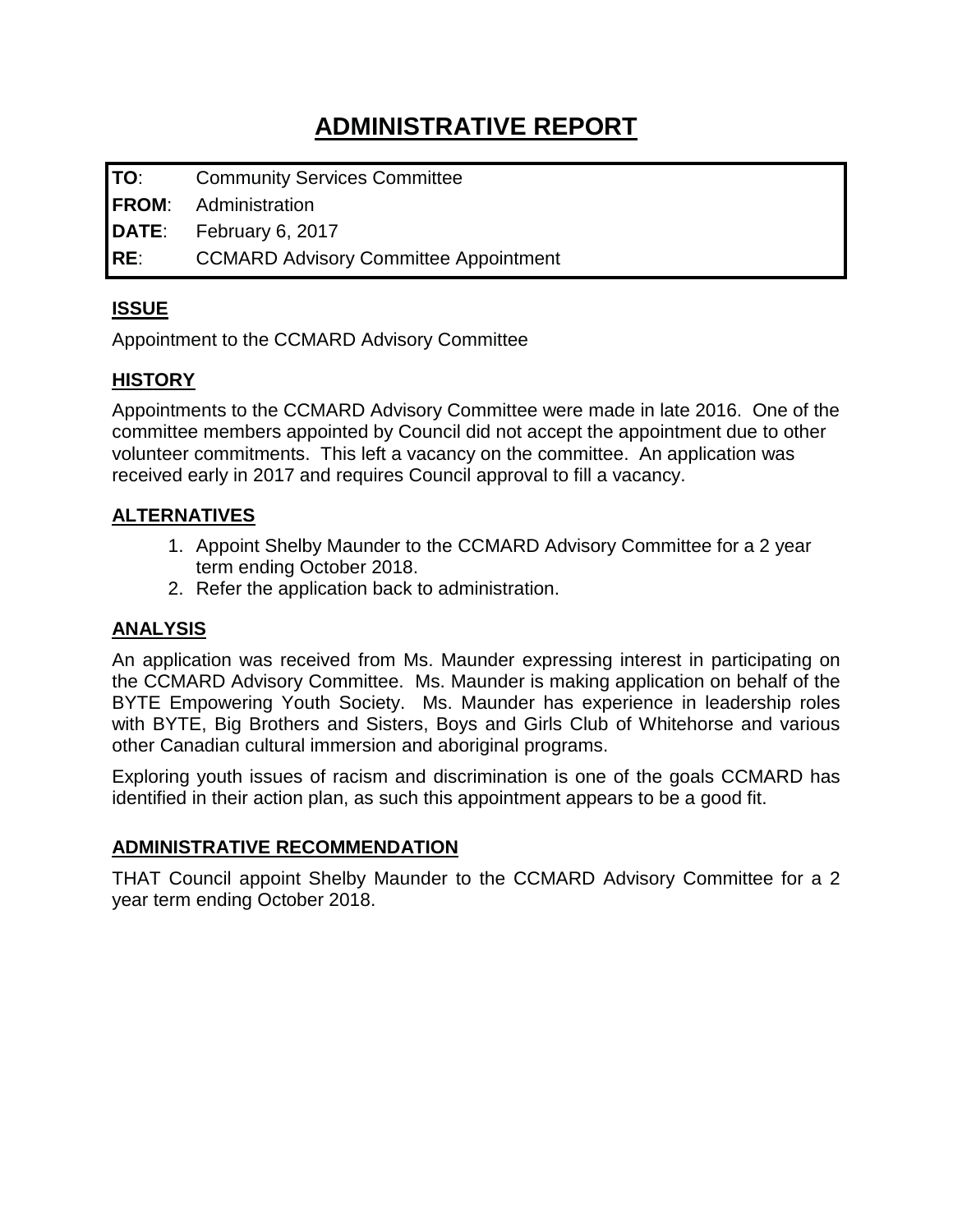# ADMINISTRATIVE REPORT

| | |
|---|---|
| **TO**: | Community Services Committee |
| **FROM**: | Administration |
| **DATE**: | February 6, 2017 |
| **RE**: | CCMARD Advisory Committee Appointment |

## ISSUE

Appointment to the CCMARD Advisory Committee

## HISTORY

Appointments to the CCMARD Advisory Committee were made in late 2016. One of the committee members appointed by Council did not accept the appointment due to other volunteer commitments. This left a vacancy on the committee. An application was received early in 2017 and requires Council approval to fill a vacancy.

## ALTERNATIVES

1. Appoint Shelby Maunder to the CCMARD Advisory Committee for a 2 year term ending October 2018.
2. Refer the application back to administration.

## ANALYSIS

An application was received from Ms. Maunder expressing interest in participating on the CCMARD Advisory Committee. Ms. Maunder is making application on behalf of the BYTE Empowering Youth Society. Ms. Maunder has experience in leadership roles with BYTE, Big Brothers and Sisters, Boys and Girls Club of Whitehorse and various other Canadian cultural immersion and aboriginal programs.

Exploring youth issues of racism and discrimination is one of the goals CCMARD has identified in their action plan, as such this appointment appears to be a good fit.

## ADMINISTRATIVE RECOMMENDATION

THAT Council appoint Shelby Maunder to the CCMARD Advisory Committee for a 2 year term ending October 2018.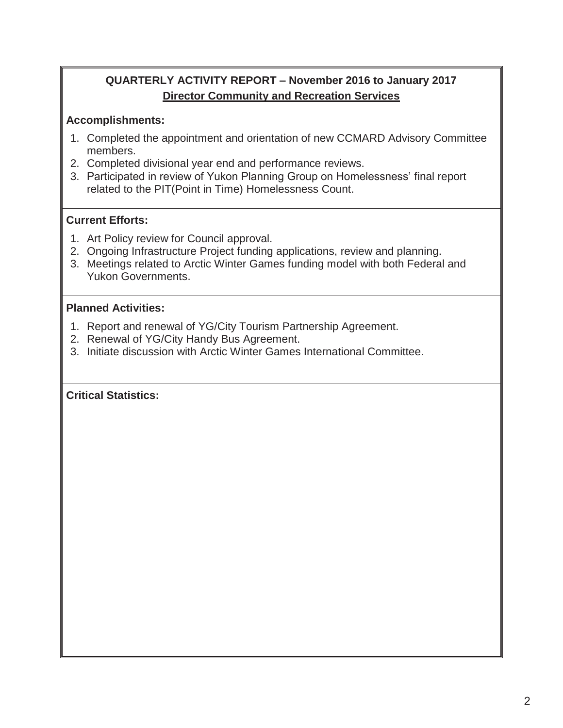## QUARTERLY ACTIVITY REPORT – November 2016 to January 2017

**Director Community and Recreation Services**

**Accomplishments:**

1. Completed the appointment and orientation of new CCMARD Advisory Committee members.
2. Completed divisional year end and performance reviews.
3. Participated in review of Yukon Planning Group on Homelessness' final report related to the PIT(Point in Time) Homelessness Count.

**Current Efforts:**

1. Art Policy review for Council approval.
2. Ongoing Infrastructure Project funding applications, review and planning.
3. Meetings related to Arctic Winter Games funding model with both Federal and Yukon Governments.

**Planned Activities:**

1. Report and renewal of YG/City Tourism Partnership Agreement.
2. Renewal of YG/City Handy Bus Agreement.
3. Initiate discussion with Arctic Winter Games International Committee.

**Critical Statistics:**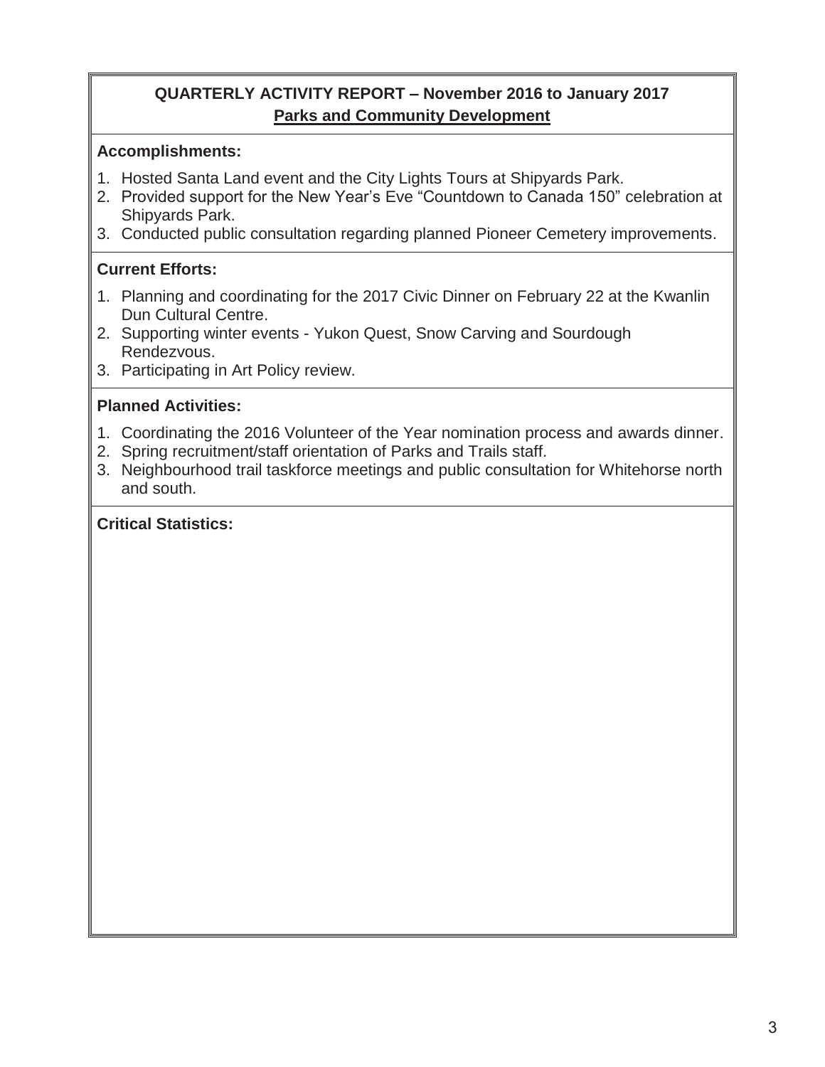## QUARTERLY ACTIVITY REPORT – November 2016 to January 2017

**Parks and Community Development**

**Accomplishments:**

1. Hosted Santa Land event and the City Lights Tours at Shipyards Park.
2. Provided support for the New Year's Eve "Countdown to Canada 150" celebration at Shipyards Park.
3. Conducted public consultation regarding planned Pioneer Cemetery improvements.

**Current Efforts:**

1. Planning and coordinating for the 2017 Civic Dinner on February 22 at the Kwanlin Dun Cultural Centre.
2. Supporting winter events - Yukon Quest, Snow Carving and Sourdough Rendezvous.
3. Participating in Art Policy review.

**Planned Activities:**

1. Coordinating the 2016 Volunteer of the Year nomination process and awards dinner.
2. Spring recruitment/staff orientation of Parks and Trails staff.
3. Neighbourhood trail taskforce meetings and public consultation for Whitehorse north and south.

**Critical Statistics:**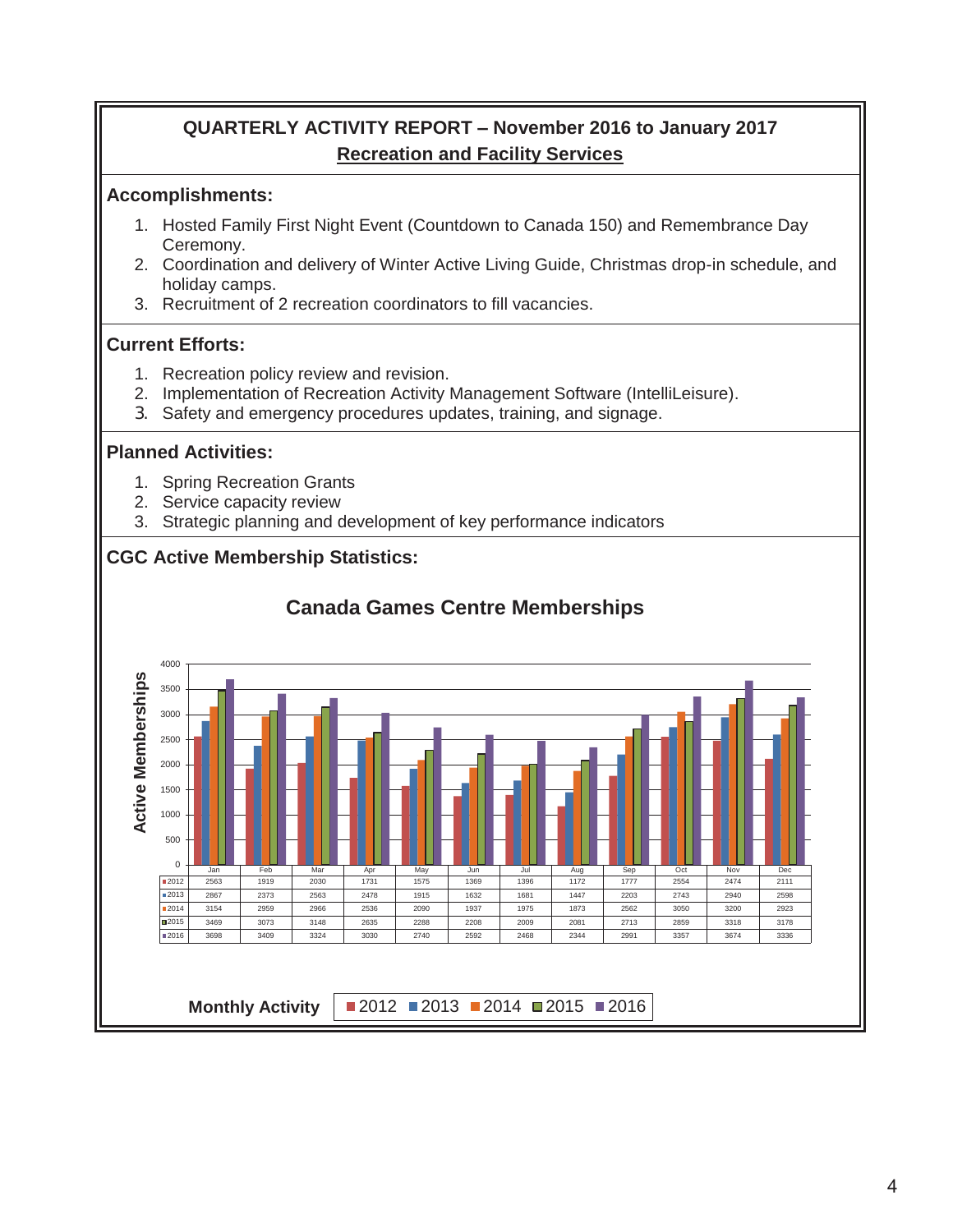## QUARTERLY ACTIVITY REPORT – November 2016 to January 2017

**Recreation and Facility Services**

### Accomplishments:

1. Hosted Family First Night Event (Countdown to Canada 150) and Remembrance Day Ceremony.
2. Coordination and delivery of Winter Active Living Guide, Christmas drop-in schedule, and holiday camps.
3. Recruitment of 2 recreation coordinators to fill vacancies.

### Current Efforts:

1. Recreation policy review and revision.
2. Implementation of Recreation Activity Management Software (IntelliLeisure).
3. Safety and emergency procedures updates, training, and signage.

### Planned Activities:

1. Spring Recreation Grants
2. Service capacity review
3. Strategic planning and development of key performance indicators

### CGC Active Membership Statistics:

**Canada Games Centre Memberships**

Active Memberships

| | Jan | Feb | Mar | Apr | May | Jun | Jul | Aug | Sep | Oct | Nov | Dec |
|---|---|---|---|---|---|---|---|---|---|---|---|---|
| 2012 | 2563 | 1919 | 2030 | 1731 | 1575 | 1369 | 1396 | 1172 | 1777 | 2554 | 2474 | 2111 |
| 2013 | 2867 | 2373 | 2563 | 2478 | 1915 | 1632 | 1681 | 1447 | 2203 | 2743 | 2940 | 2598 |
| 2014 | 3154 | 2959 | 2966 | 2536 | 2090 | 1937 | 1975 | 1873 | 2562 | 3050 | 3200 | 2923 |
| 2015 | 3469 | 3073 | 3148 | 2635 | 2288 | 2208 | 2009 | 2081 | 2713 | 2859 | 3318 | 3178 |
| 2016 | 3698 | 3409 | 3324 | 3030 | 2740 | 2592 | 2468 | 2344 | 2991 | 3357 | 3674 | 3336 |

**Monthly Activity** 2012 2013 2014 2015 2016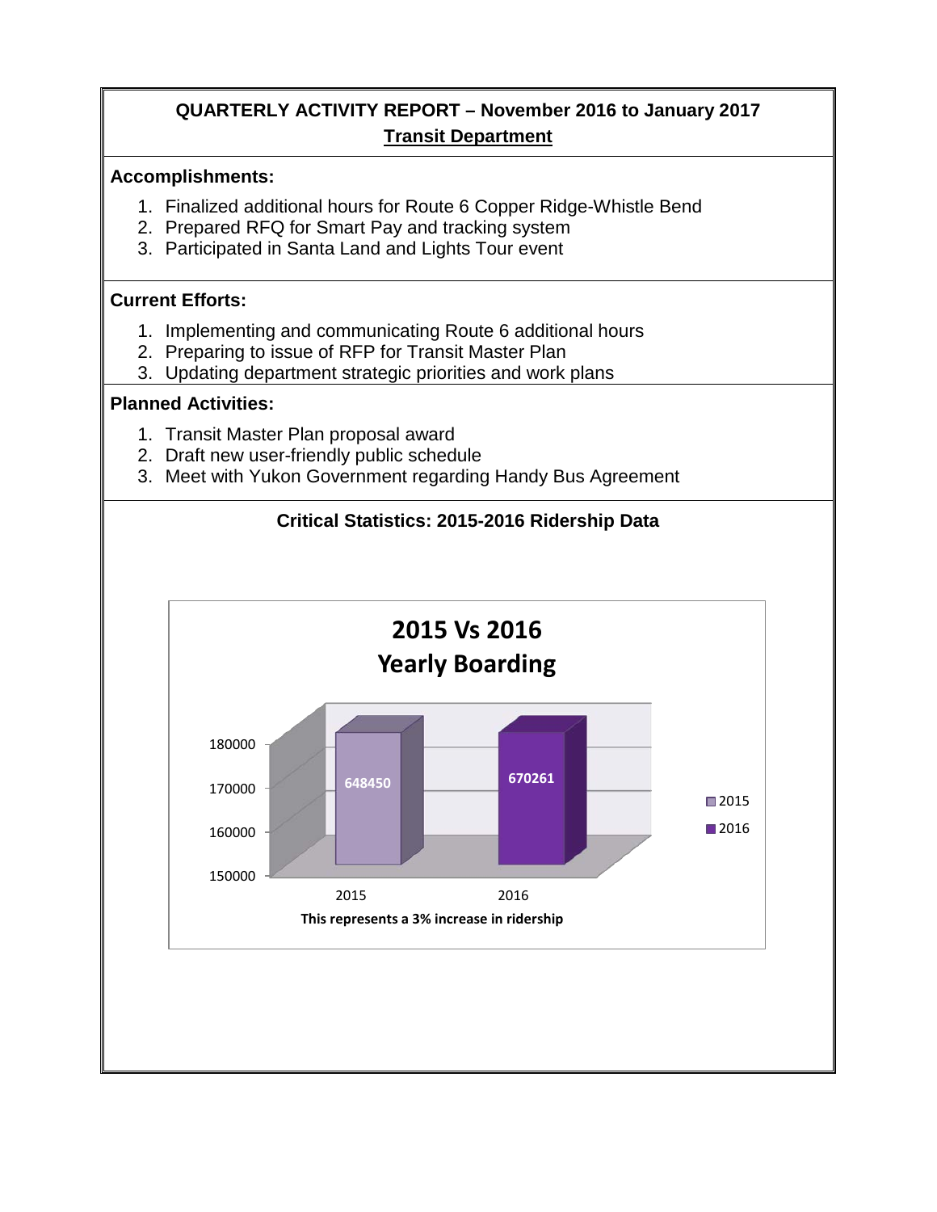# QUARTERLY ACTIVITY REPORT – November 2016 to January 2017

## Transit Department

### Accomplishments:

1. Finalized additional hours for Route 6 Copper Ridge-Whistle Bend
2. Prepared RFQ for Smart Pay and tracking system
3. Participated in Santa Land and Lights Tour event

### Current Efforts:

1. Implementing and communicating Route 6 additional hours
2. Preparing to issue of RFP for Transit Master Plan
3. Updating department strategic priorities and work plans

### Planned Activities:

1. Transit Master Plan proposal award
2. Draft new user-friendly public schedule
3. Meet with Yukon Government regarding Handy Bus Agreement

### Critical Statistics: 2015-2016 Ridership Data

**2015 Vs 2016 Yearly Boarding**

| Year | Boardings |
|---|---|
| 2015 | 648450 |
| 2016 | 670261 |

This represents a 3% increase in ridership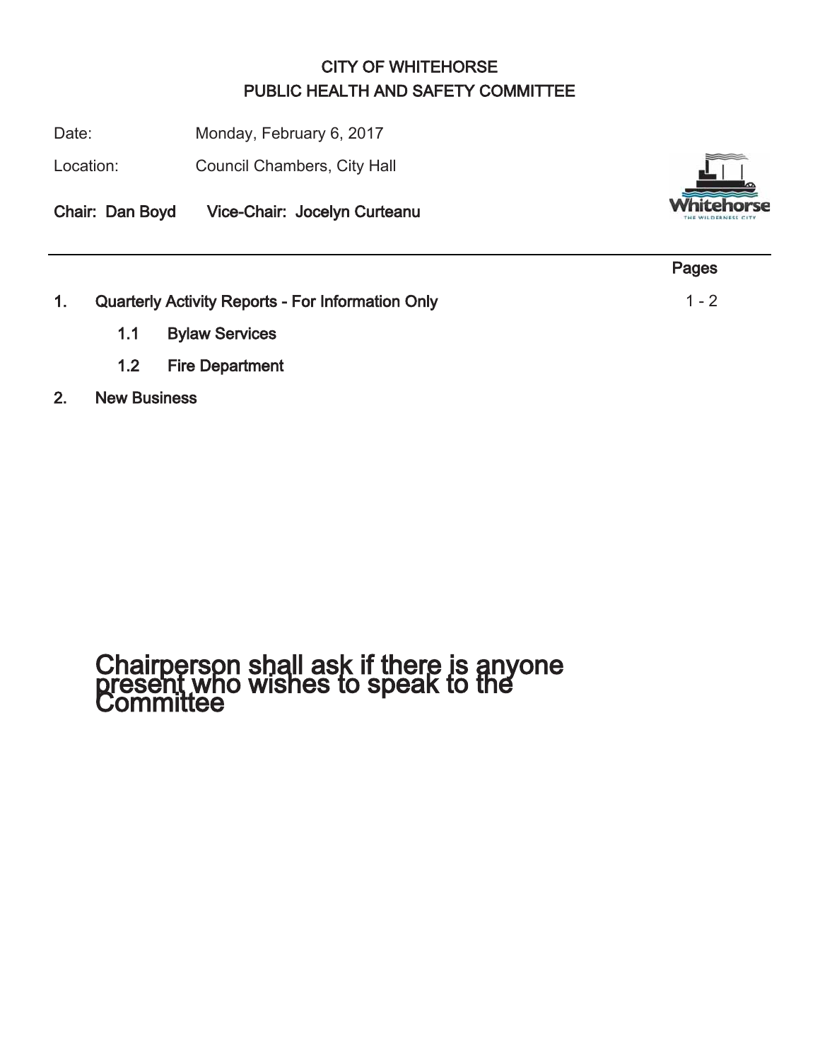# CITY OF WHITEHORSE
## PUBLIC HEALTH AND SAFETY COMMITTEE

Date: Monday, February 6, 2017

Location: Council Chambers, City Hall

**Chair: Dan Boyd Vice-Chair: Jocelyn Curteanu**

| | | Pages |
|---|---|---|
| **1.** | **Quarterly Activity Reports - For Information Only** | 1 - 2 |
| | **1.1 Bylaw Services** | |
| | **1.2 Fire Department** | |
| **2.** | **New Business** | |

## Chairperson shall ask if there is anyone present who wishes to speak to the Committee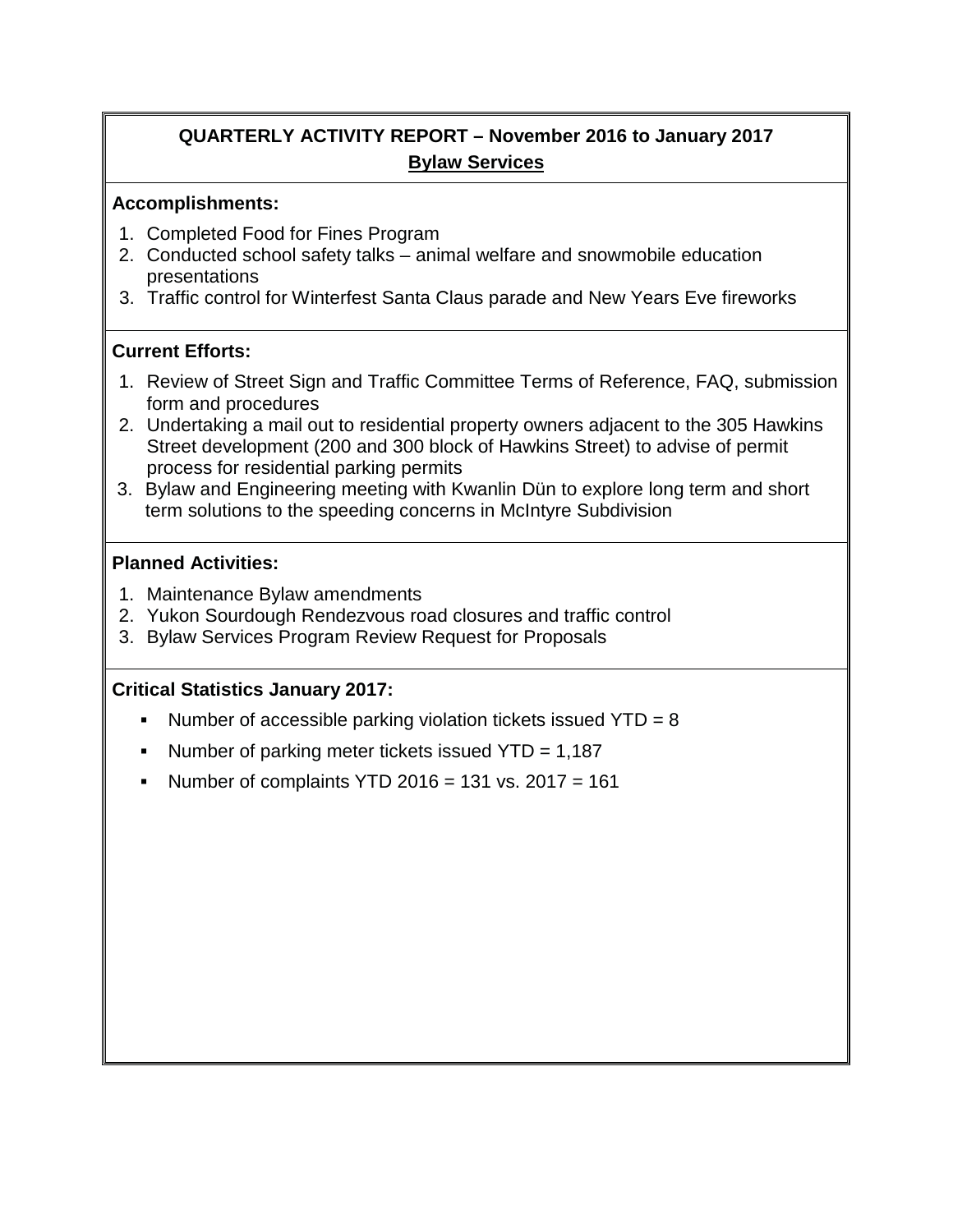## QUARTERLY ACTIVITY REPORT – November 2016 to January 2017

### Bylaw Services

**Accomplishments:**

1. Completed Food for Fines Program
2. Conducted school safety talks – animal welfare and snowmobile education presentations
3. Traffic control for Winterfest Santa Claus parade and New Years Eve fireworks

**Current Efforts:**

1. Review of Street Sign and Traffic Committee Terms of Reference, FAQ, submission form and procedures
2. Undertaking a mail out to residential property owners adjacent to the 305 Hawkins Street development (200 and 300 block of Hawkins Street) to advise of permit process for residential parking permits
3. Bylaw and Engineering meeting with Kwanlin Dün to explore long term and short term solutions to the speeding concerns in McIntyre Subdivision

**Planned Activities:**

1. Maintenance Bylaw amendments
2. Yukon Sourdough Rendezvous road closures and traffic control
3. Bylaw Services Program Review Request for Proposals

**Critical Statistics January 2017:**

- Number of accessible parking violation tickets issued YTD = 8
- Number of parking meter tickets issued YTD = 1,187
- Number of complaints YTD 2016 = 131 vs. 2017 = 161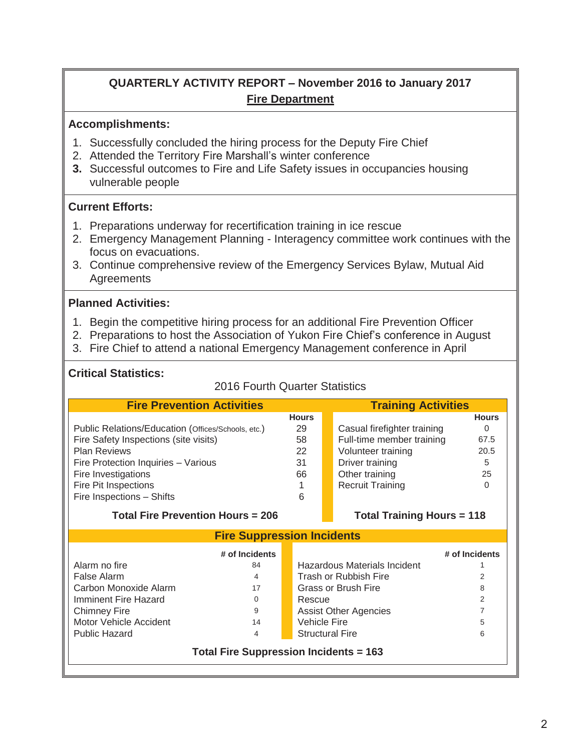## QUARTERLY ACTIVITY REPORT – November 2016 to January 2017

**Fire Department**

### Accomplishments:

1. Successfully concluded the hiring process for the Deputy Fire Chief
2. Attended the Territory Fire Marshall's winter conference
3. Successful outcomes to Fire and Life Safety issues in occupancies housing vulnerable people

### Current Efforts:

1. Preparations underway for recertification training in ice rescue
2. Emergency Management Planning - Interagency committee work continues with the focus on evacuations.
3. Continue comprehensive review of the Emergency Services Bylaw, Mutual Aid Agreements

### Planned Activities:

1. Begin the competitive hiring process for an additional Fire Prevention Officer
2. Preparations to host the Association of Yukon Fire Chief's conference in August
3. Fire Chief to attend a national Emergency Management conference in April

### Critical Statistics:

2016 Fourth Quarter Statistics

| Fire Prevention Activities | Hours | Training Activities | Hours |
|---|---|---|---|
| Public Relations/Education (Offices/Schools, etc.) | 29 | Casual firefighter training | 0 |
| Fire Safety Inspections (site visits) | 58 | Full-time member training | 67.5 |
| Plan Reviews | 22 | Volunteer training | 20.5 |
| Fire Protection Inquiries – Various | 31 | Driver training | 5 |
| Fire Investigations | 66 | Other training | 25 |
| Fire Pit Inspections | 1 | Recruit Training | 0 |
| Fire Inspections – Shifts | 6 | | |
| **Total Fire Prevention Hours = 206** | | **Total Training Hours = 118** | |

**Fire Suppression Incidents**

| | # of Incidents | | # of Incidents |
|---|---|---|---|
| Alarm no fire | 84 | Hazardous Materials Incident | 1 |
| False Alarm | 4 | Trash or Rubbish Fire | 2 |
| Carbon Monoxide Alarm | 17 | Grass or Brush Fire | 8 |
| Imminent Fire Hazard | 0 | Rescue | 2 |
| Chimney Fire | 9 | Assist Other Agencies | 7 |
| Motor Vehicle Accident | 14 | Vehicle Fire | 5 |
| Public Hazard | 4 | Structural Fire | 6 |

**Total Fire Suppression Incidents = 163**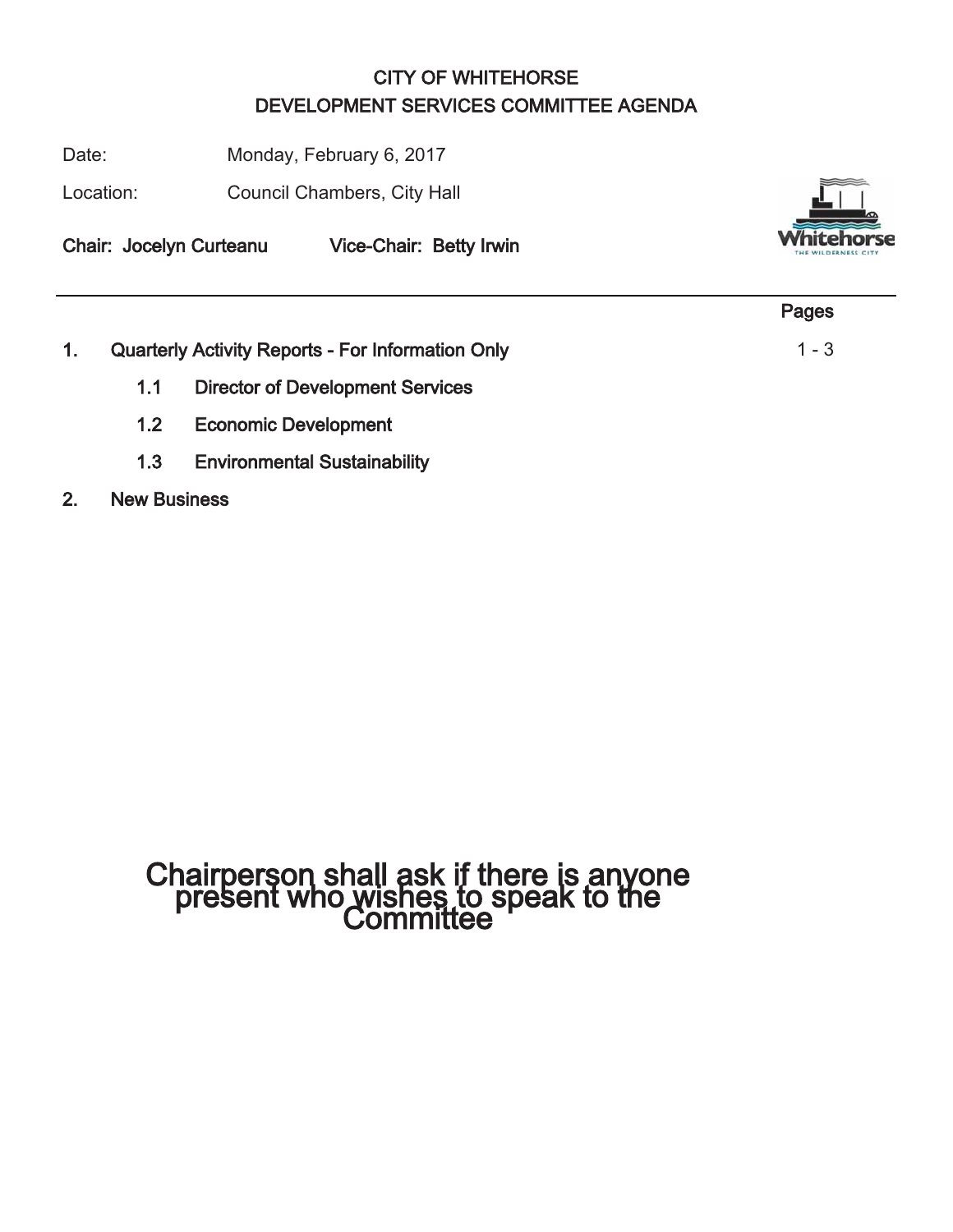# CITY OF WHITEHORSE
## DEVELOPMENT SERVICES COMMITTEE AGENDA

Date: Monday, February 6, 2017

Location: Council Chambers, City Hall

**Chair: Jocelyn Curteanu** **Vice-Chair: Betty Irwin**

---

| | | Pages |
|---|---|---|
| **1.** | **Quarterly Activity Reports - For Information Only** | 1 - 3 |
| | **1.1 Director of Development Services** | |
| | **1.2 Economic Development** | |
| | **1.3 Environmental Sustainability** | |
| **2.** | **New Business** | |

Chairperson shall ask if there is anyone present who wishes to speak to the Committee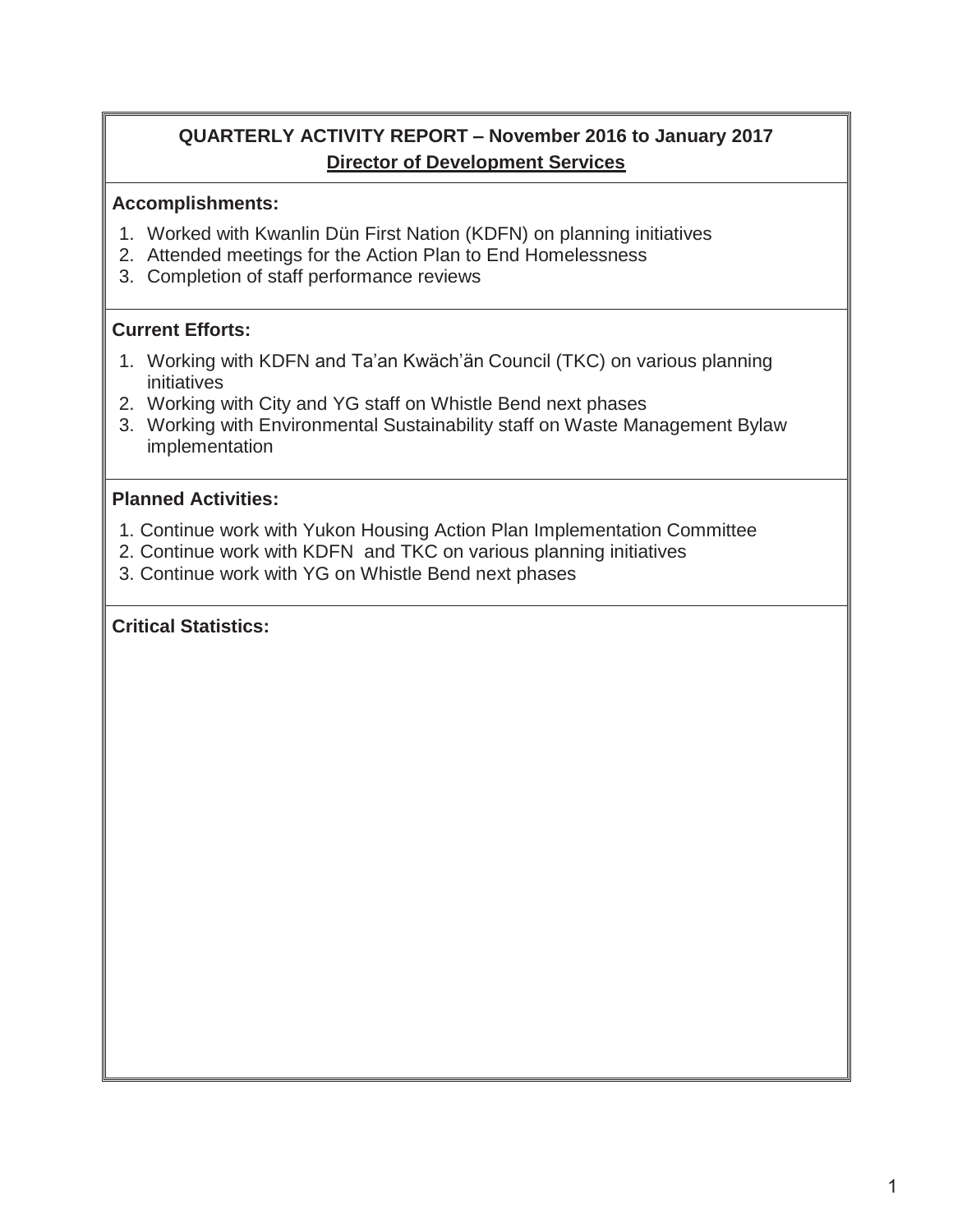**QUARTERLY ACTIVITY REPORT – November 2016 to January 2017**

**Director of Development Services**

**Accomplishments:**

1. Worked with Kwanlin Dün First Nation (KDFN) on planning initiatives
2. Attended meetings for the Action Plan to End Homelessness
3. Completion of staff performance reviews

**Current Efforts:**

1. Working with KDFN and Ta'an Kwäch'än Council (TKC) on various planning initiatives
2. Working with City and YG staff on Whistle Bend next phases
3. Working with Environmental Sustainability staff on Waste Management Bylaw implementation

**Planned Activities:**

1. Continue work with Yukon Housing Action Plan Implementation Committee
2. Continue work with KDFN and TKC on various planning initiatives
3. Continue work with YG on Whistle Bend next phases

**Critical Statistics:**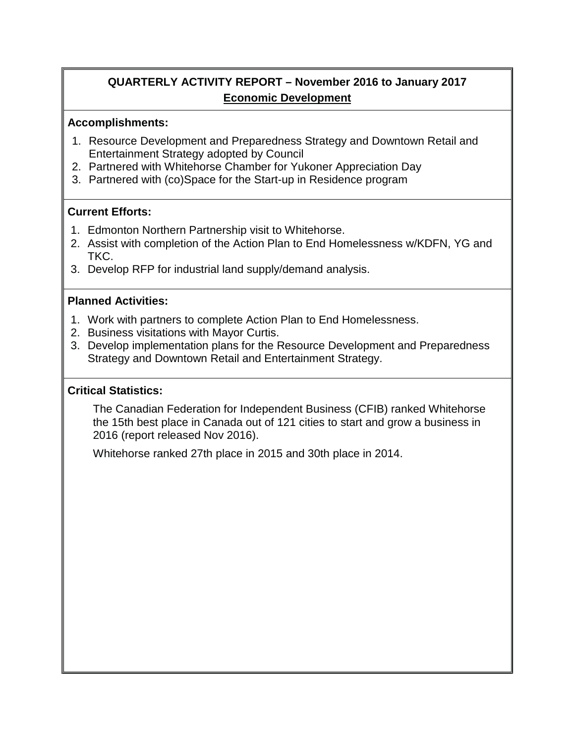# QUARTERLY ACTIVITY REPORT – November 2016 to January 2017

## Economic Development

### Accomplishments:

1. Resource Development and Preparedness Strategy and Downtown Retail and Entertainment Strategy adopted by Council
2. Partnered with Whitehorse Chamber for Yukoner Appreciation Day
3. Partnered with (co)Space for the Start-up in Residence program

### Current Efforts:

1. Edmonton Northern Partnership visit to Whitehorse.
2. Assist with completion of the Action Plan to End Homelessness w/KDFN, YG and TKC.
3. Develop RFP for industrial land supply/demand analysis.

### Planned Activities:

1. Work with partners to complete Action Plan to End Homelessness.
2. Business visitations with Mayor Curtis.
3. Develop implementation plans for the Resource Development and Preparedness Strategy and Downtown Retail and Entertainment Strategy.

### Critical Statistics:

The Canadian Federation for Independent Business (CFIB) ranked Whitehorse the 15th best place in Canada out of 121 cities to start and grow a business in 2016 (report released Nov 2016).

Whitehorse ranked 27th place in 2015 and 30th place in 2014.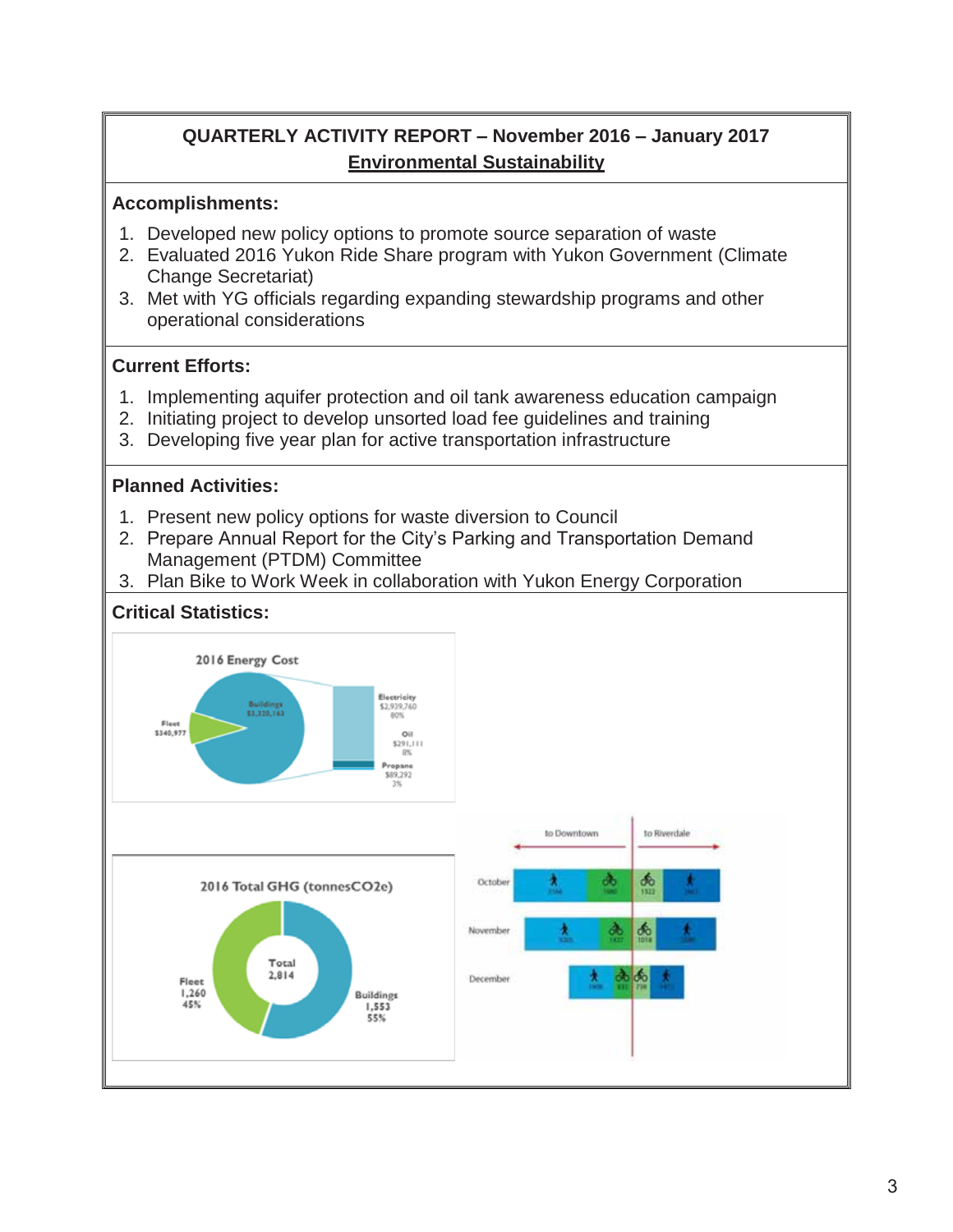## QUARTERLY ACTIVITY REPORT – November 2016 – January 2017

**Environmental Sustainability**

### Accomplishments:

1. Developed new policy options to promote source separation of waste
2. Evaluated 2016 Yukon Ride Share program with Yukon Government (Climate Change Secretariat)
3. Met with YG officials regarding expanding stewardship programs and other operational considerations

### Current Efforts:

1. Implementing aquifer protection and oil tank awareness education campaign
2. Initiating project to develop unsorted load fee guidelines and training
3. Developing five year plan for active transportation infrastructure

### Planned Activities:

1. Present new policy options for waste diversion to Council
2. Prepare Annual Report for the City's Parking and Transportation Demand Management (PTDM) Committee
3. Plan Bike to Work Week in collaboration with Yukon Energy Corporation

### Critical Statistics:

**2016 Energy Cost**

- Buildings: $3,320,163
  - Electricity: $2,939,760 (80%)
  - Oil: $291,111 (8%)
  - Propane: $89,292 (2%)
- Fleet: $340,977

**2016 Total GHG (tonnesCO2e)**

- Total: 2,814
- Fleet: 1,260 (45%)
- Buildings: 1,553 (55%)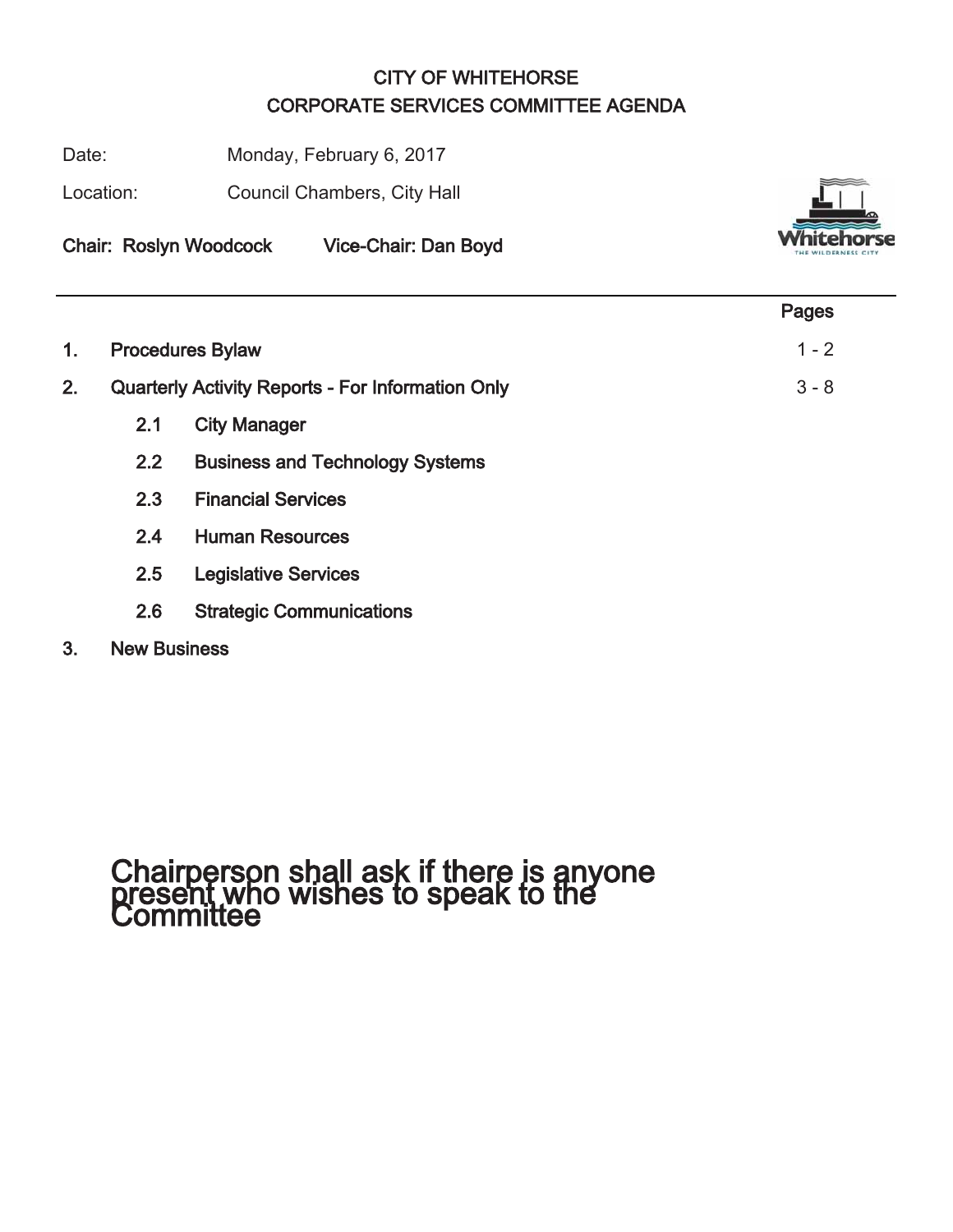# CITY OF WHITEHORSE
## CORPORATE SERVICES COMMITTEE AGENDA

Date: Monday, February 6, 2017

Location: Council Chambers, City Hall

**Chair: Roslyn Woodcock Vice-Chair: Dan Boyd**

| | | Pages |
|---|---|---|
| **1.** | **Procedures Bylaw** | 1 - 2 |
| **2.** | **Quarterly Activity Reports - For Information Only** | 3 - 8 |
| | **2.1 City Manager** | |
| | **2.2 Business and Technology Systems** | |
| | **2.3 Financial Services** | |
| | **2.4 Human Resources** | |
| | **2.5 Legislative Services** | |
| | **2.6 Strategic Communications** | |
| **3.** | **New Business** | |

Chairperson shall ask if there is anyone present who wishes to speak to the Committee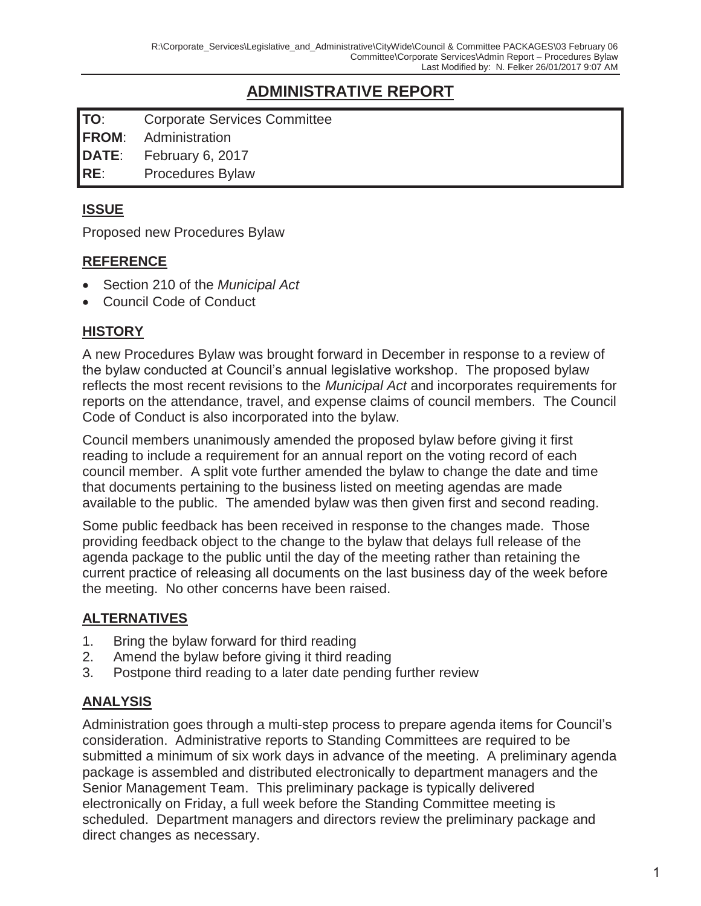# ADMINISTRATIVE REPORT

| | |
|---|---|
| **TO**: | Corporate Services Committee |
| **FROM**: | Administration |
| **DATE**: | February 6, 2017 |
| **RE**: | Procedures Bylaw |

## ISSUE

Proposed new Procedures Bylaw

## REFERENCE

- Section 210 of the *Municipal Act*
- Council Code of Conduct

## HISTORY

A new Procedures Bylaw was brought forward in December in response to a review of the bylaw conducted at Council's annual legislative workshop. The proposed bylaw reflects the most recent revisions to the *Municipal Act* and incorporates requirements for reports on the attendance, travel, and expense claims of council members. The Council Code of Conduct is also incorporated into the bylaw.

Council members unanimously amended the proposed bylaw before giving it first reading to include a requirement for an annual report on the voting record of each council member. A split vote further amended the bylaw to change the date and time that documents pertaining to the business listed on meeting agendas are made available to the public. The amended bylaw was then given first and second reading.

Some public feedback has been received in response to the changes made. Those providing feedback object to the change to the bylaw that delays full release of the agenda package to the public until the day of the meeting rather than retaining the current practice of releasing all documents on the last business day of the week before the meeting. No other concerns have been raised.

## ALTERNATIVES

1. Bring the bylaw forward for third reading
2. Amend the bylaw before giving it third reading
3. Postpone third reading to a later date pending further review

## ANALYSIS

Administration goes through a multi-step process to prepare agenda items for Council's consideration. Administrative reports to Standing Committees are required to be submitted a minimum of six work days in advance of the meeting. A preliminary agenda package is assembled and distributed electronically to department managers and the Senior Management Team. This preliminary package is typically delivered electronically on Friday, a full week before the Standing Committee meeting is scheduled. Department managers and directors review the preliminary package and direct changes as necessary.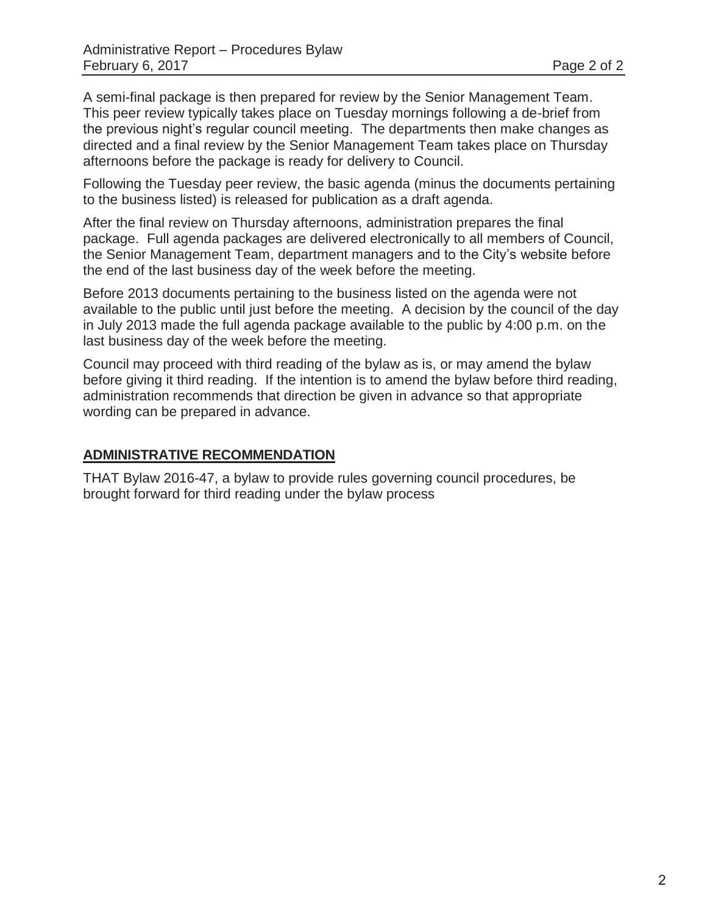A semi-final package is then prepared for review by the Senior Management Team. This peer review typically takes place on Tuesday mornings following a de-brief from the previous night's regular council meeting. The departments then make changes as directed and a final review by the Senior Management Team takes place on Thursday afternoons before the package is ready for delivery to Council.

Following the Tuesday peer review, the basic agenda (minus the documents pertaining to the business listed) is released for publication as a draft agenda.

After the final review on Thursday afternoons, administration prepares the final package. Full agenda packages are delivered electronically to all members of Council, the Senior Management Team, department managers and to the City's website before the end of the last business day of the week before the meeting.

Before 2013 documents pertaining to the business listed on the agenda were not available to the public until just before the meeting. A decision by the council of the day in July 2013 made the full agenda package available to the public by 4:00 p.m. on the last business day of the week before the meeting.

Council may proceed with third reading of the bylaw as is, or may amend the bylaw before giving it third reading. If the intention is to amend the bylaw before third reading, administration recommends that direction be given in advance so that appropriate wording can be prepared in advance.

## ADMINISTRATIVE RECOMMENDATION

THAT Bylaw 2016-47, a bylaw to provide rules governing council procedures, be brought forward for third reading under the bylaw process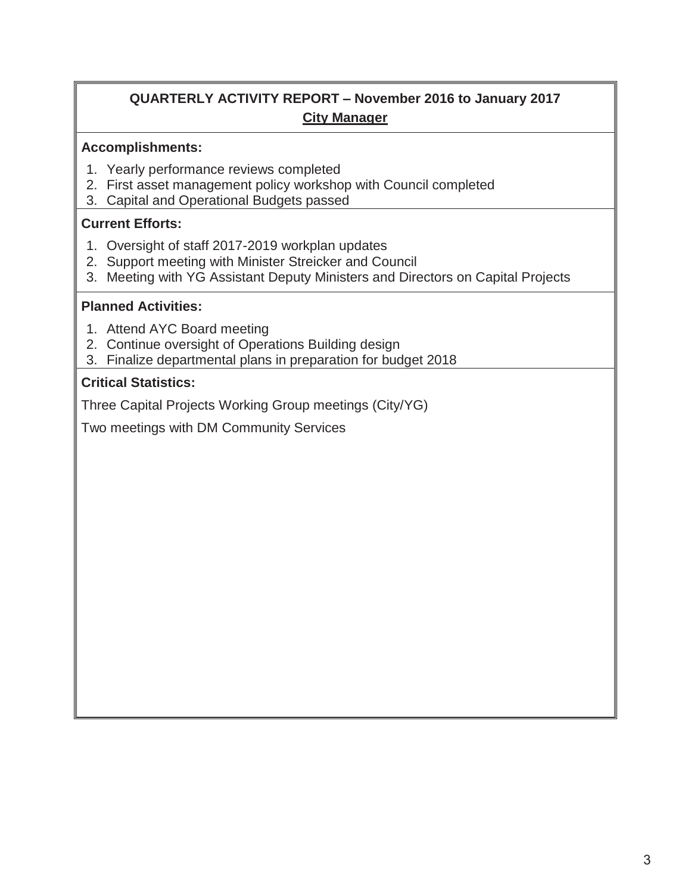## QUARTERLY ACTIVITY REPORT – November 2016 to January 2017

### City Manager

**Accomplishments:**

1. Yearly performance reviews completed
2. First asset management policy workshop with Council completed
3. Capital and Operational Budgets passed

**Current Efforts:**

1. Oversight of staff 2017-2019 workplan updates
2. Support meeting with Minister Streicker and Council
3. Meeting with YG Assistant Deputy Ministers and Directors on Capital Projects

**Planned Activities:**

1. Attend AYC Board meeting
2. Continue oversight of Operations Building design
3. Finalize departmental plans in preparation for budget 2018

**Critical Statistics:**

Three Capital Projects Working Group meetings (City/YG)

Two meetings with DM Community Services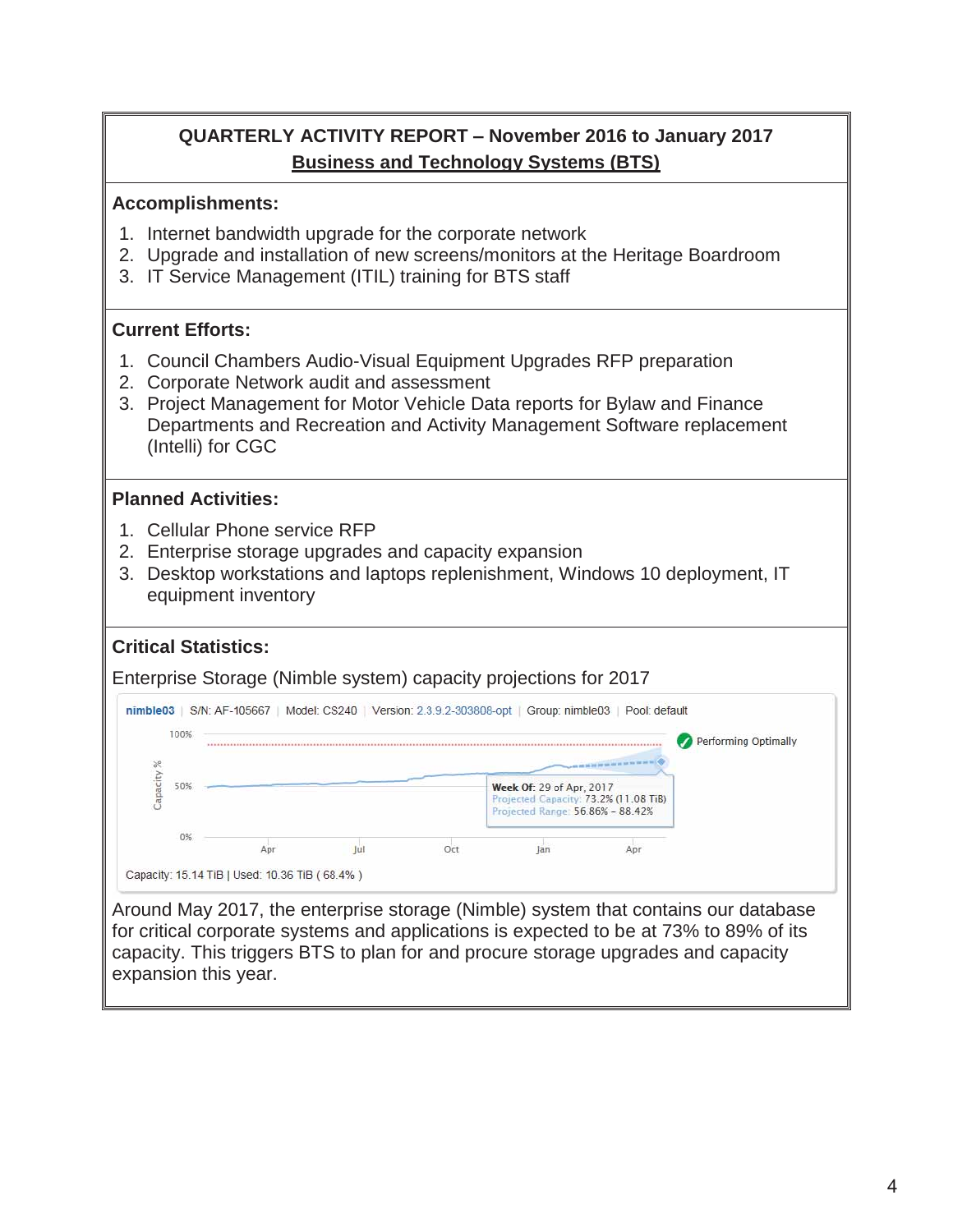## QUARTERLY ACTIVITY REPORT – November 2016 to January 2017

### Business and Technology Systems (BTS)

**Accomplishments:**

1. Internet bandwidth upgrade for the corporate network
2. Upgrade and installation of new screens/monitors at the Heritage Boardroom
3. IT Service Management (ITIL) training for BTS staff

**Current Efforts:**

1. Council Chambers Audio-Visual Equipment Upgrades RFP preparation
2. Corporate Network audit and assessment
3. Project Management for Motor Vehicle Data reports for Bylaw and Finance Departments and Recreation and Activity Management Software replacement (Intelli) for CGC

**Planned Activities:**

1. Cellular Phone service RFP
2. Enterprise storage upgrades and capacity expansion
3. Desktop workstations and laptops replenishment, Windows 10 deployment, IT equipment inventory

**Critical Statistics:**

Enterprise Storage (Nimble system) capacity projections for 2017

nimble03 | S/N: AF-105667 | Model: CS240 | Version: 2.3.9.2-303808-opt | Group: nimble03 | Pool: default

Performing Optimally

Week Of: 29 of Apr, 2017
Projected Capacity: 73.2% (11.08 TiB)
Projected Range: 56.86% - 88.42%

Capacity: 15.14 TiB | Used: 10.36 TiB ( 68.4% )

Around May 2017, the enterprise storage (Nimble) system that contains our database for critical corporate systems and applications is expected to be at 73% to 89% of its capacity. This triggers BTS to plan for and procure storage upgrades and capacity expansion this year.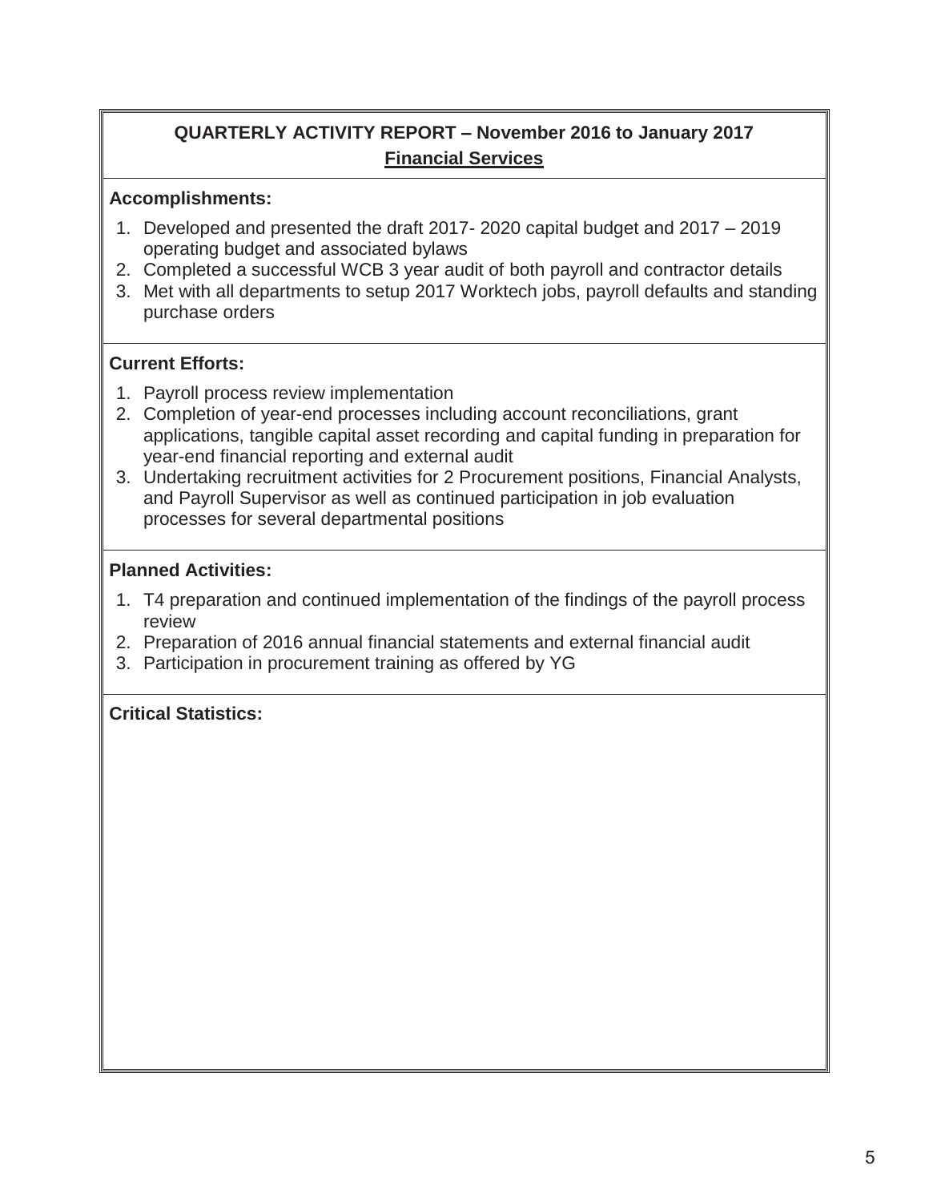## QUARTERLY ACTIVITY REPORT – November 2016 to January 2017

### Financial Services

**Accomplishments:**

1. Developed and presented the draft 2017- 2020 capital budget and 2017 – 2019 operating budget and associated bylaws
2. Completed a successful WCB 3 year audit of both payroll and contractor details
3. Met with all departments to setup 2017 Worktech jobs, payroll defaults and standing purchase orders

**Current Efforts:**

1. Payroll process review implementation
2. Completion of year-end processes including account reconciliations, grant applications, tangible capital asset recording and capital funding in preparation for year-end financial reporting and external audit
3. Undertaking recruitment activities for 2 Procurement positions, Financial Analysts, and Payroll Supervisor as well as continued participation in job evaluation processes for several departmental positions

**Planned Activities:**

1. T4 preparation and continued implementation of the findings of the payroll process review
2. Preparation of 2016 annual financial statements and external financial audit
3. Participation in procurement training as offered by YG

**Critical Statistics:**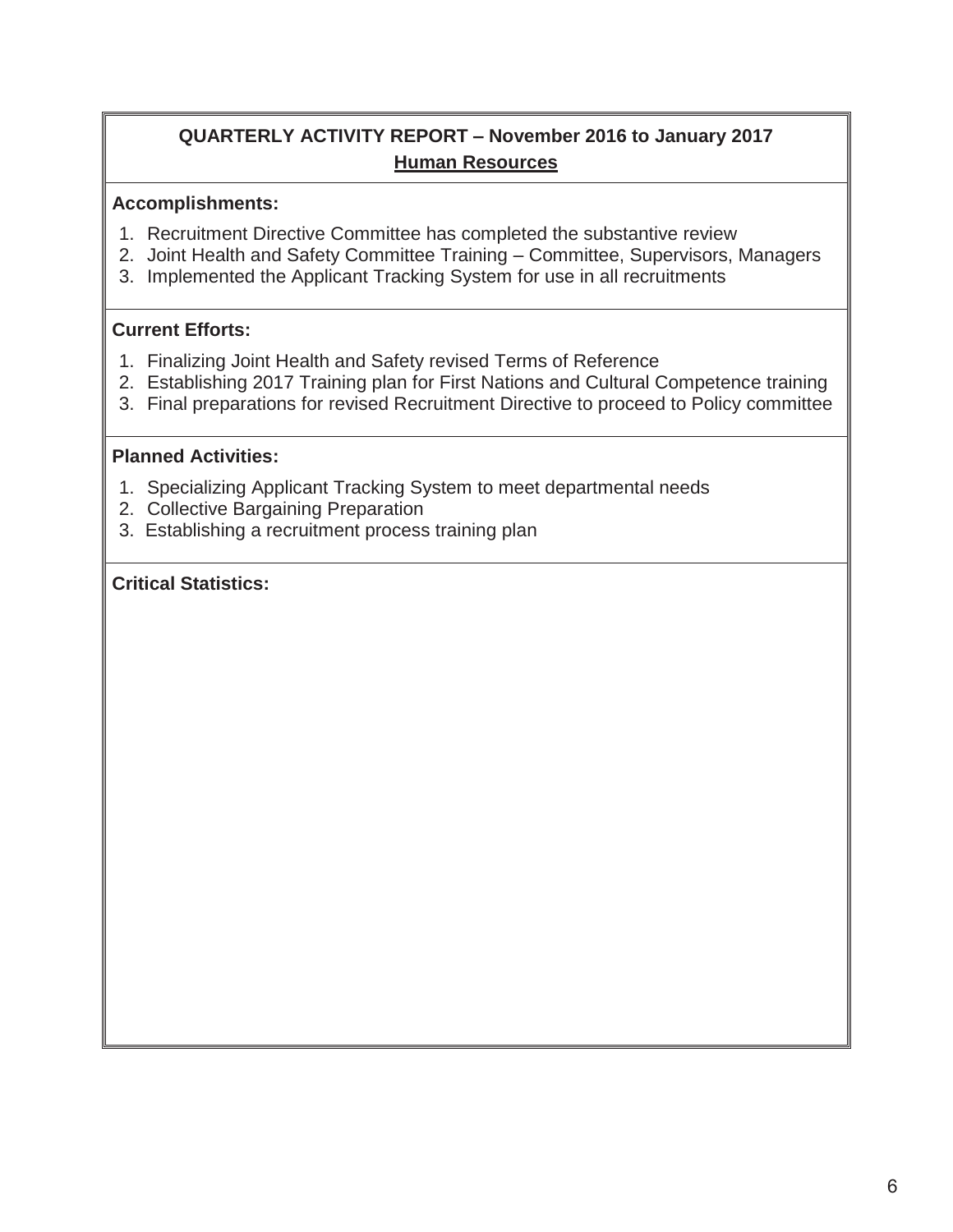## QUARTERLY ACTIVITY REPORT – November 2016 to January 2017

### Human Resources

**Accomplishments:**

1. Recruitment Directive Committee has completed the substantive review
2. Joint Health and Safety Committee Training – Committee, Supervisors, Managers
3. Implemented the Applicant Tracking System for use in all recruitments

**Current Efforts:**

1. Finalizing Joint Health and Safety revised Terms of Reference
2. Establishing 2017 Training plan for First Nations and Cultural Competence training
3. Final preparations for revised Recruitment Directive to proceed to Policy committee

**Planned Activities:**

1. Specializing Applicant Tracking System to meet departmental needs
2. Collective Bargaining Preparation
3. Establishing a recruitment process training plan

**Critical Statistics:**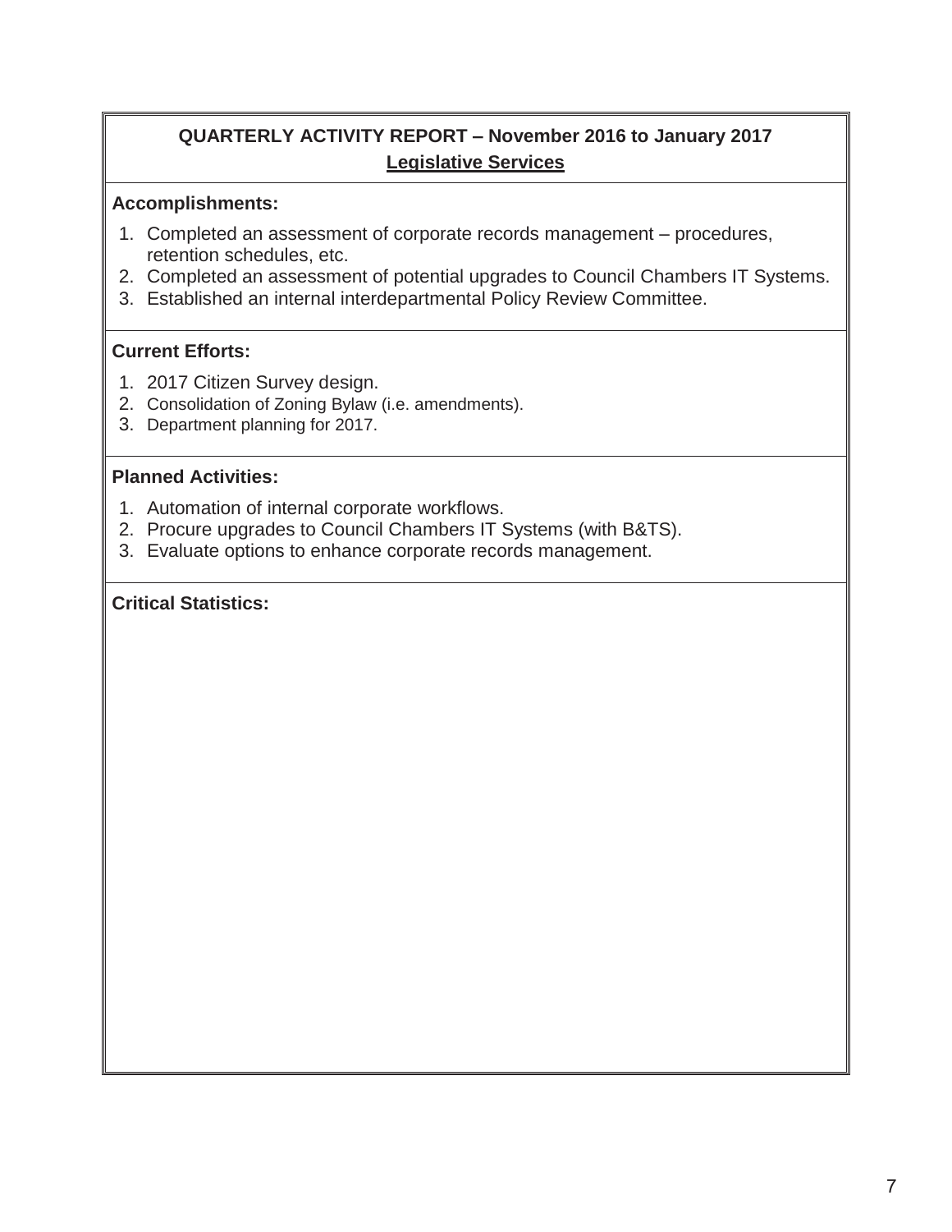## QUARTERLY ACTIVITY REPORT – November 2016 to January 2017

### Legislative Services

**Accomplishments:**

1. Completed an assessment of corporate records management – procedures, retention schedules, etc.
2. Completed an assessment of potential upgrades to Council Chambers IT Systems.
3. Established an internal interdepartmental Policy Review Committee.

**Current Efforts:**

1. 2017 Citizen Survey design.
2. Consolidation of Zoning Bylaw (i.e. amendments).
3. Department planning for 2017.

**Planned Activities:**

1. Automation of internal corporate workflows.
2. Procure upgrades to Council Chambers IT Systems (with B&TS).
3. Evaluate options to enhance corporate records management.

**Critical Statistics:**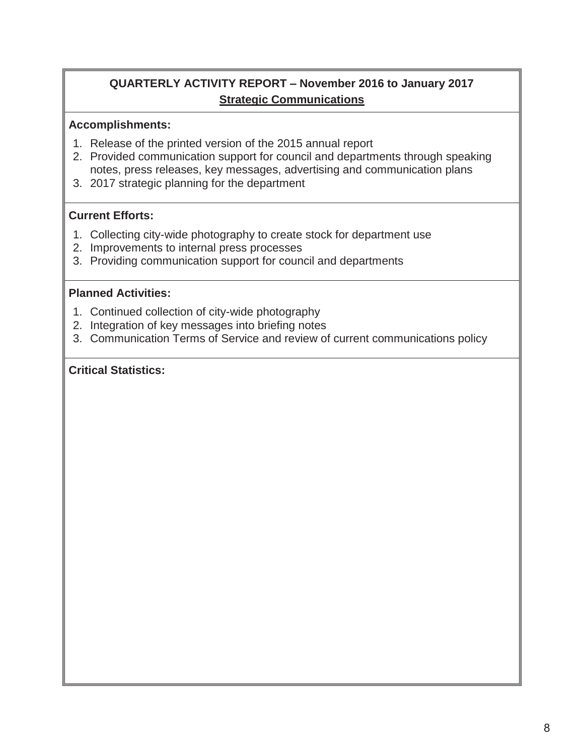## QUARTERLY ACTIVITY REPORT – November 2016 to January 2017

### Strategic Communications

**Accomplishments:**

1. Release of the printed version of the 2015 annual report
2. Provided communication support for council and departments through speaking notes, press releases, key messages, advertising and communication plans
3. 2017 strategic planning for the department

**Current Efforts:**

1. Collecting city-wide photography to create stock for department use
2. Improvements to internal press processes
3. Providing communication support for council and departments

**Planned Activities:**

1. Continued collection of city-wide photography
2. Integration of key messages into briefing notes
3. Communication Terms of Service and review of current communications policy

**Critical Statistics:**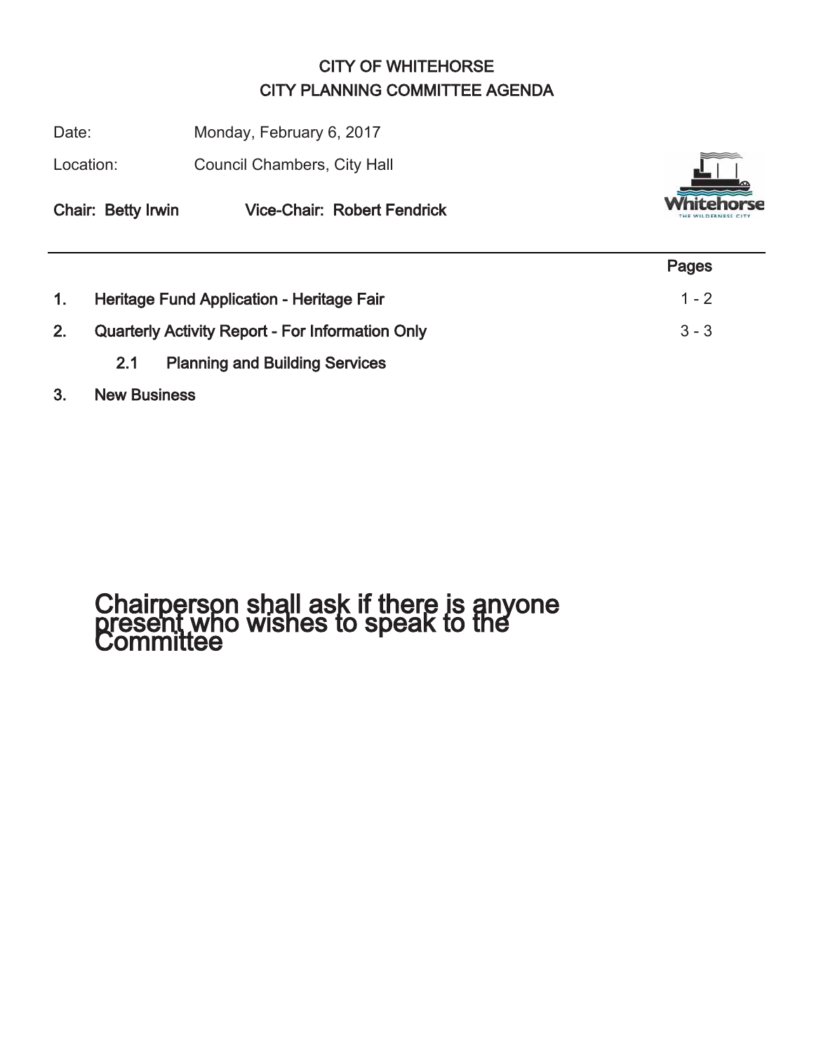# CITY OF WHITEHORSE
## CITY PLANNING COMMITTEE AGENDA

Date: Monday, February 6, 2017

Location: Council Chambers, City Hall

**Chair: Betty Irwin** **Vice-Chair: Robert Fendrick**

---

| | | Pages |
|---|---|---|
| **1.** | **Heritage Fund Application - Heritage Fair** | 1 - 2 |
| **2.** | **Quarterly Activity Report - For Information Only** | 3 - 3 |
| | **2.1 Planning and Building Services** | |
| **3.** | **New Business** | |

# Chairperson shall ask if there is anyone present who wishes to speak to the Committee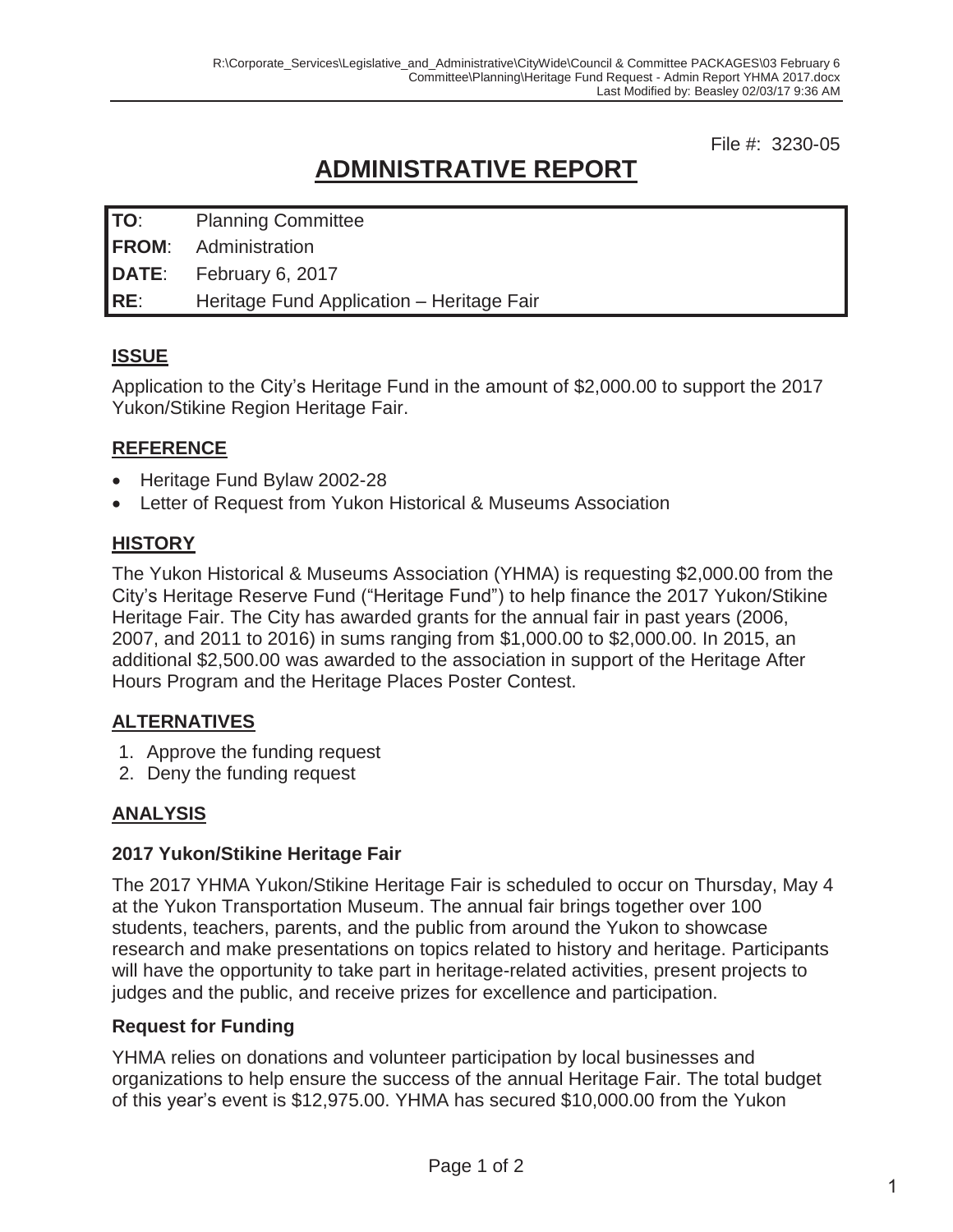File #: 3230-05

# ADMINISTRATIVE REPORT

| | |
|---|---|
| **TO**: | Planning Committee |
| **FROM**: | Administration |
| **DATE**: | February 6, 2017 |
| **RE**: | Heritage Fund Application – Heritage Fair |

## ISSUE

Application to the City's Heritage Fund in the amount of $2,000.00 to support the 2017 Yukon/Stikine Region Heritage Fair.

## REFERENCE

- Heritage Fund Bylaw 2002-28
- Letter of Request from Yukon Historical & Museums Association

## HISTORY

The Yukon Historical & Museums Association (YHMA) is requesting $2,000.00 from the City's Heritage Reserve Fund ("Heritage Fund") to help finance the 2017 Yukon/Stikine Heritage Fair. The City has awarded grants for the annual fair in past years (2006, 2007, and 2011 to 2016) in sums ranging from $1,000.00 to $2,000.00. In 2015, an additional $2,500.00 was awarded to the association in support of the Heritage After Hours Program and the Heritage Places Poster Contest.

## ALTERNATIVES

1. Approve the funding request
2. Deny the funding request

## ANALYSIS

### 2017 Yukon/Stikine Heritage Fair

The 2017 YHMA Yukon/Stikine Heritage Fair is scheduled to occur on Thursday, May 4 at the Yukon Transportation Museum. The annual fair brings together over 100 students, teachers, parents, and the public from around the Yukon to showcase research and make presentations on topics related to history and heritage. Participants will have the opportunity to take part in heritage-related activities, present projects to judges and the public, and receive prizes for excellence and participation.

### Request for Funding

YHMA relies on donations and volunteer participation by local businesses and organizations to help ensure the success of the annual Heritage Fair. The total budget of this year's event is $12,975.00. YHMA has secured $10,000.00 from the Yukon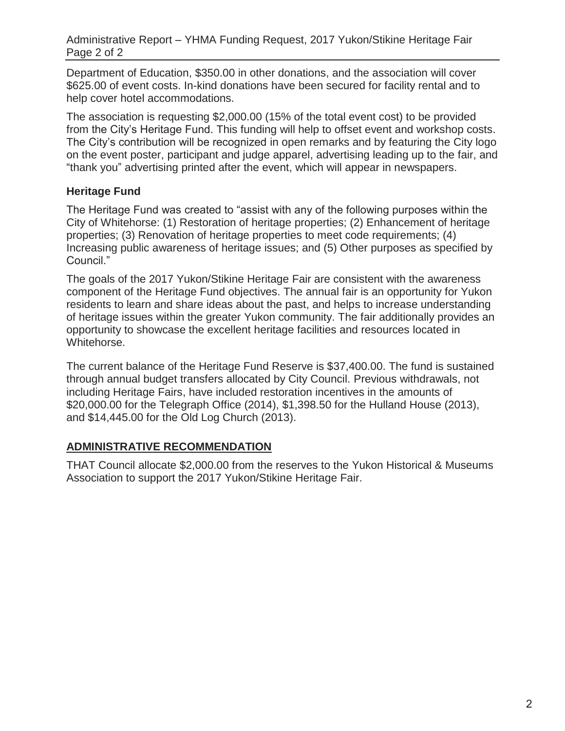Department of Education, $350.00 in other donations, and the association will cover $625.00 of event costs. In-kind donations have been secured for facility rental and to help cover hotel accommodations.

The association is requesting $2,000.00 (15% of the total event cost) to be provided from the City's Heritage Fund. This funding will help to offset event and workshop costs. The City's contribution will be recognized in open remarks and by featuring the City logo on the event poster, participant and judge apparel, advertising leading up to the fair, and "thank you" advertising printed after the event, which will appear in newspapers.

### Heritage Fund

The Heritage Fund was created to "assist with any of the following purposes within the City of Whitehorse: (1) Restoration of heritage properties; (2) Enhancement of heritage properties; (3) Renovation of heritage properties to meet code requirements; (4) Increasing public awareness of heritage issues; and (5) Other purposes as specified by Council."

The goals of the 2017 Yukon/Stikine Heritage Fair are consistent with the awareness component of the Heritage Fund objectives. The annual fair is an opportunity for Yukon residents to learn and share ideas about the past, and helps to increase understanding of heritage issues within the greater Yukon community. The fair additionally provides an opportunity to showcase the excellent heritage facilities and resources located in Whitehorse.

The current balance of the Heritage Fund Reserve is $37,400.00. The fund is sustained through annual budget transfers allocated by City Council. Previous withdrawals, not including Heritage Fairs, have included restoration incentives in the amounts of $20,000.00 for the Telegraph Office (2014), $1,398.50 for the Hulland House (2013), and $14,445.00 for the Old Log Church (2013).

## ADMINISTRATIVE RECOMMENDATION

THAT Council allocate $2,000.00 from the reserves to the Yukon Historical & Museums Association to support the 2017 Yukon/Stikine Heritage Fair.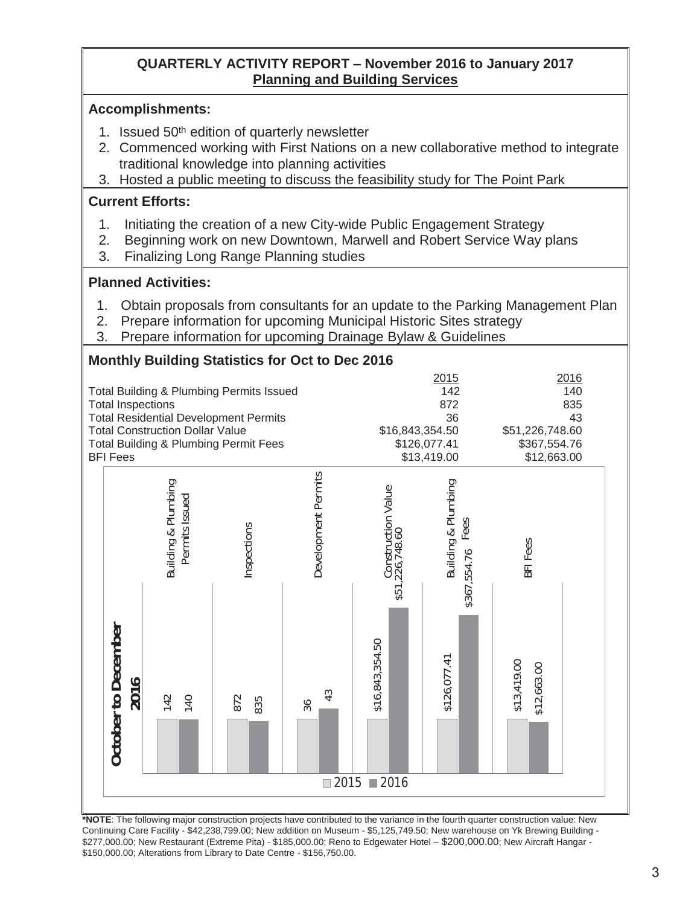## QUARTERLY ACTIVITY REPORT – November 2016 to January 2017
**Planning and Building Services**

### Accomplishments:

1. Issued 50th edition of quarterly newsletter
2. Commenced working with First Nations on a new collaborative method to integrate traditional knowledge into planning activities
3. Hosted a public meeting to discuss the feasibility study for The Point Park

### Current Efforts:

1. Initiating the creation of a new City-wide Public Engagement Strategy
2. Beginning work on new Downtown, Marwell and Robert Service Way plans
3. Finalizing Long Range Planning studies

### Planned Activities:

1. Obtain proposals from consultants for an update to the Parking Management Plan
2. Prepare information for upcoming Municipal Historic Sites strategy
3. Prepare information for upcoming Drainage Bylaw & Guidelines

### Monthly Building Statistics for Oct to Dec 2016

| | 2015 | 2016 |
|---|---|---|
| Total Building & Plumbing Permits Issued | 142 | 140 |
| Total Inspections | 872 | 835 |
| Total Residential Development Permits | 36 | 43 |
| Total Construction Dollar Value | $16,843,354.50 | $51,226,748.60 |
| Total Building & Plumbing Permit Fees | $126,077.41 | $367,554.76 |
| BFI Fees | $13,419.00 | $12,663.00 |

October to December 2016

Building & Plumbing Permits Issued: 142, 140
Inspections: 872, 835
Development Permits: 36, 43
Construction Value: $16,843,354.50, $51,226,748.60
Building & Plumbing Fees: $126,077.41, $367,554.76
BFI Fees: $13,419.00, $12,663.00

2015 2016

***NOTE**: The following major construction projects have contributed to the variance in the fourth quarter construction value: New Continuing Care Facility - $42,238,799.00; New addition on Museum - $5,125,749.50; New warehouse on Yk Brewing Building - $277,000.00; New Restaurant (Extreme Pita) - $185,000.00; Reno to Edgewater Hotel – $200,000.00; New Aircraft Hangar - $150,000.00; Alterations from Library to Date Centre - $156,750.00.